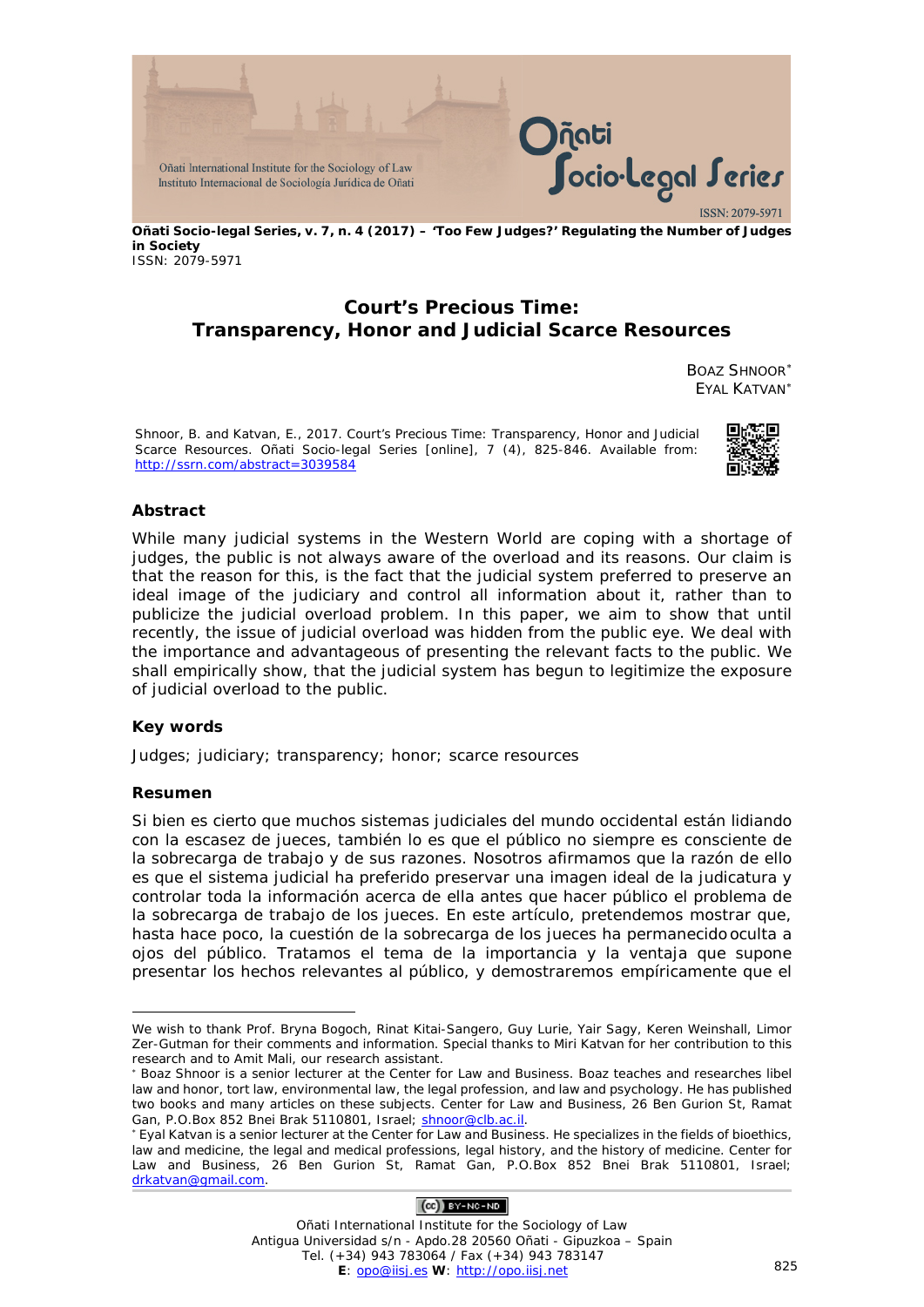**Oñati Socio-legal Series, v. 7, n. 4 (2017) – 'Too Few Judges?' Regulating the Number of Judges in Society**
ISSN: 2079-5971

# Court's Precious Time: Transparency, Honor and Judicial Scarce Resources

BOAZ SHNOOR[*]
EYAL KATVAN[*]

Shnoor, B. and Katvan, E., 2017. Court's Precious Time: Transparency, Honor and Judicial Scarce Resources. Oñati Socio-legal Series [online], 7 (4), 825-846. Available from: http://ssrn.com/abstract=3039584

### Abstract

While many judicial systems in the Western World are coping with a shortage of judges, the public is not always aware of the overload and its reasons. Our claim is that the reason for this, is the fact that the judicial system preferred to preserve an ideal image of the judiciary and control all information about it, rather than to publicize the judicial overload problem. In this paper, we aim to show that until recently, the issue of judicial overload was hidden from the public eye. We deal with the importance and advantageous of presenting the relevant facts to the public. We shall empirically show, that the judicial system has begun to legitimize the exposure of judicial overload to the public.

### Key words

Judges; judiciary; transparency; honor; scarce resources

### Resumen

Si bien es cierto que muchos sistemas judiciales del mundo occidental están lidiando con la escasez de jueces, también lo es que el público no siempre es consciente de la sobrecarga de trabajo y de sus razones. Nosotros afirmamos que la razón de ello es que el sistema judicial ha preferido preservar una imagen ideal de la judicatura y controlar toda la información acerca de ella antes que hacer público el problema de la sobrecarga de trabajo de los jueces. En este artículo, pretendemos mostrar que, hasta hace poco, la cuestión de la sobrecarga de los jueces ha permanecido oculta a ojos del público. Tratamos el tema de la importancia y la ventaja que supone presentar los hechos relevantes al público, y demostraremos empíricamente que el

---

We wish to thank Prof. Bryna Bogoch, Rinat Kitai-Sangero, Guy Lurie, Yair Sagy, Keren Weinshall, Limor Zer-Gutman for their comments and information. Special thanks to Miri Katvan for her contribution to this research and to Amit Mali, our research assistant.

[*] Boaz Shnoor is a senior lecturer at the Center for Law and Business. Boaz teaches and researches libel law and honor, tort law, environmental law, the legal profession, and law and psychology. He has published two books and many articles on these subjects. Center for Law and Business, 26 Ben Gurion St, Ramat Gan, P.O.Box 852 Bnei Brak 5110801, Israel; shnoor@clb.ac.il.

[*] Eyal Katvan is a senior lecturer at the Center for Law and Business. He specializes in the fields of bioethics, law and medicine, the legal and medical professions, legal history, and the history of medicine. Center for Law and Business, 26 Ben Gurion St, Ramat Gan, P.O.Box 852 Bnei Brak 5110801, Israel; drkatvan@gmail.com.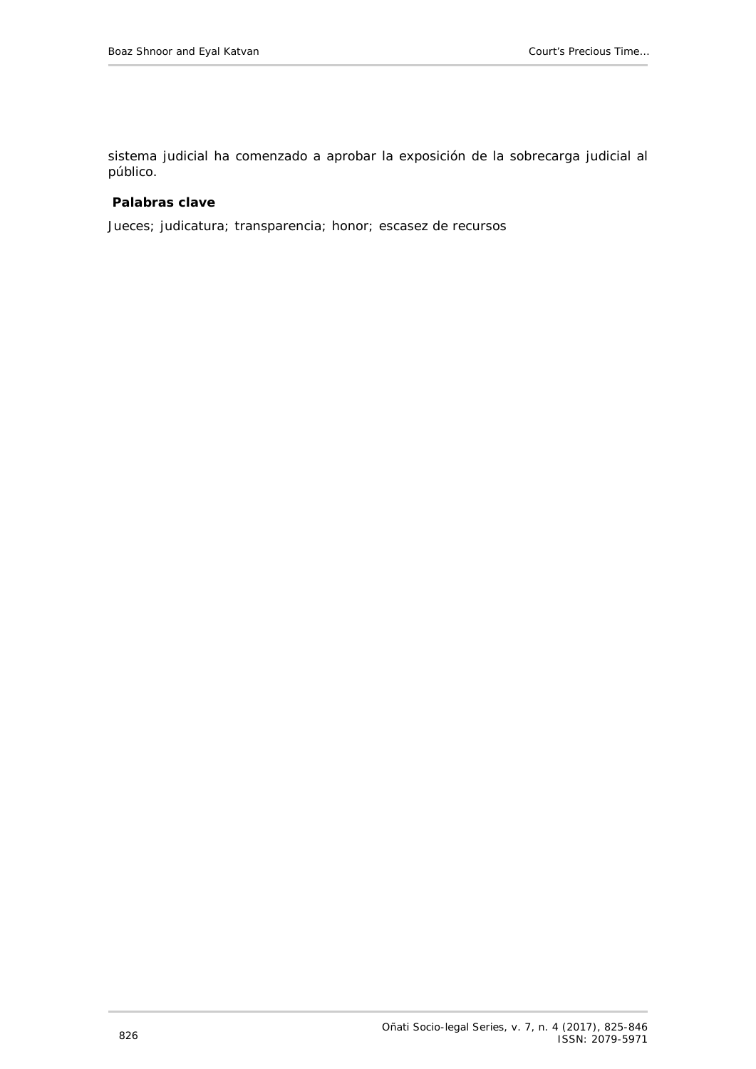sistema judicial ha comenzado a aprobar la exposición de la sobrecarga judicial al público.

**Palabras clave**

Jueces; judicatura; transparencia; honor; escasez de recursos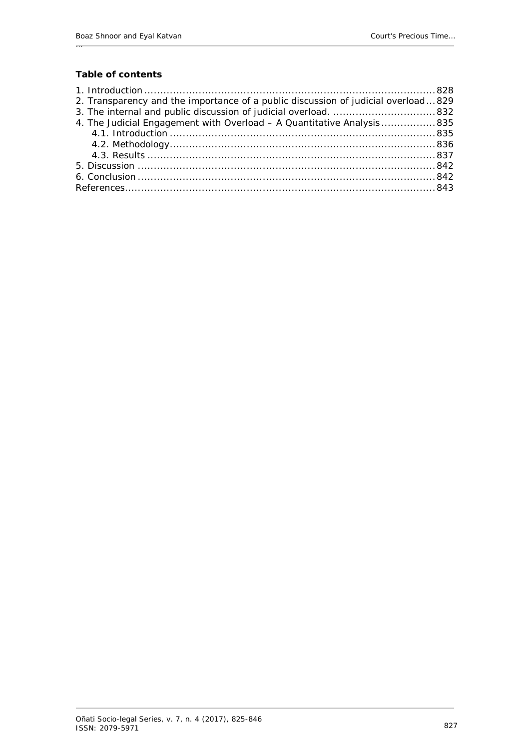**Table of contents**

1. Introduction ............................................................................................ 828
2. Transparency and the importance of a public discussion of judicial overload ... 829
3. The internal and public discussion of judicial overload. ................................ 832
4. The Judicial Engagement with Overload – A Quantitative Analysis ................. 835
   - 4.1. Introduction .................................................................................... 835
   - 4.2. Methodology ................................................................................... 836
   - 4.3. Results ........................................................................................... 837
5. Discussion .............................................................................................. 842
6. Conclusion .............................................................................................. 842

References .................................................................................................. 843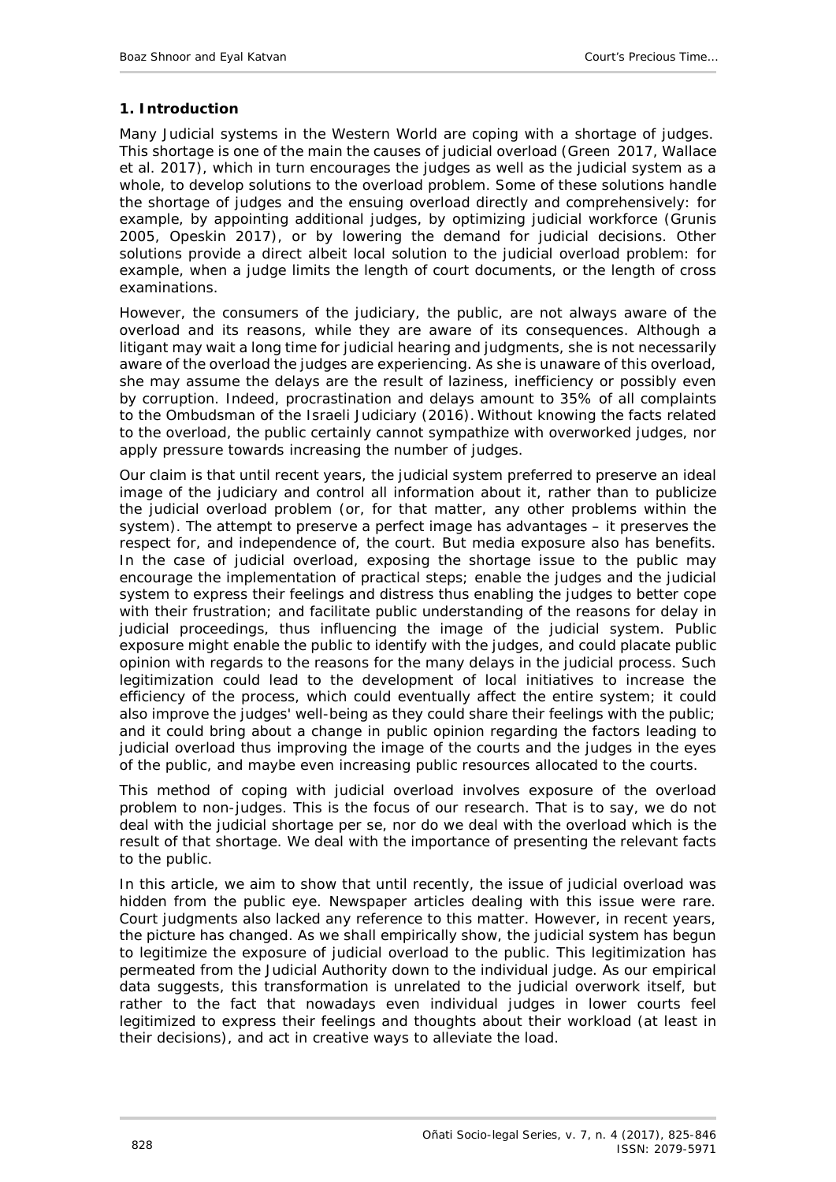## 1. Introduction

Many Judicial systems in the Western World are coping with a shortage of judges. This shortage is one of the main the causes of judicial overload (Green 2017, Wallace et al. 2017), which in turn encourages the judges as well as the judicial system as a whole, to develop solutions to the overload problem. Some of these solutions handle the shortage of judges and the ensuing overload directly and comprehensively: for example, by appointing additional judges, by optimizing judicial workforce (Grunis 2005, Opeskin 2017), or by lowering the demand for judicial decisions. Other solutions provide a direct albeit local solution to the judicial overload problem: for example, when a judge limits the length of court documents, or the length of cross examinations.

However, the consumers of the judiciary, the public, are not always aware of the overload and its reasons, while they are aware of its consequences. Although a litigant may wait a long time for judicial hearing and judgments, she is not necessarily aware of the overload the judges are experiencing. As she is unaware of this overload, she may assume the delays are the result of laziness, inefficiency or possibly even by corruption. Indeed, procrastination and delays amount to 35% of all complaints to the Ombudsman of the Israeli Judiciary (2016). Without knowing the facts related to the overload, the public certainly cannot sympathize with overworked judges, nor apply pressure towards increasing the number of judges.

Our claim is that until recent years, the judicial system preferred to preserve an ideal image of the judiciary and control all information about it, rather than to publicize the judicial overload problem (or, for that matter, any other problems within the system). The attempt to preserve a perfect image has advantages – it preserves the respect for, and independence of, the court. But media exposure also has benefits. In the case of judicial overload, exposing the shortage issue to the public may encourage the implementation of practical steps; enable the judges and the judicial system to express their feelings and distress thus enabling the judges to better cope with their frustration; and facilitate public understanding of the reasons for delay in judicial proceedings, thus influencing the image of the judicial system. Public exposure might enable the public to identify with the judges, and could placate public opinion with regards to the reasons for the many delays in the judicial process. Such legitimization could lead to the development of local initiatives to increase the efficiency of the process, which could eventually affect the entire system; it could also improve the judges' well-being as they could share their feelings with the public; and it could bring about a change in public opinion regarding the factors leading to judicial overload thus improving the image of the courts and the judges in the eyes of the public, and maybe even increasing public resources allocated to the courts.

This method of coping with judicial overload involves exposure of the overload problem to non-judges. This is the focus of our research. That is to say, we do not deal with the judicial shortage per se, nor do we deal with the overload which is the result of that shortage. We deal with the importance of presenting the relevant facts to the public.

In this article, we aim to show that until recently, the issue of judicial overload was hidden from the public eye. Newspaper articles dealing with this issue were rare. Court judgments also lacked any reference to this matter. However, in recent years, the picture has changed. As we shall empirically show, the judicial system has begun to legitimize the exposure of judicial overload to the public. This legitimization has permeated from the Judicial Authority down to the individual judge. As our empirical data suggests, this transformation is unrelated to the judicial overwork itself, but rather to the fact that nowadays even individual judges in lower courts feel legitimized to express their feelings and thoughts about their workload (at least in their decisions), and act in creative ways to alleviate the load.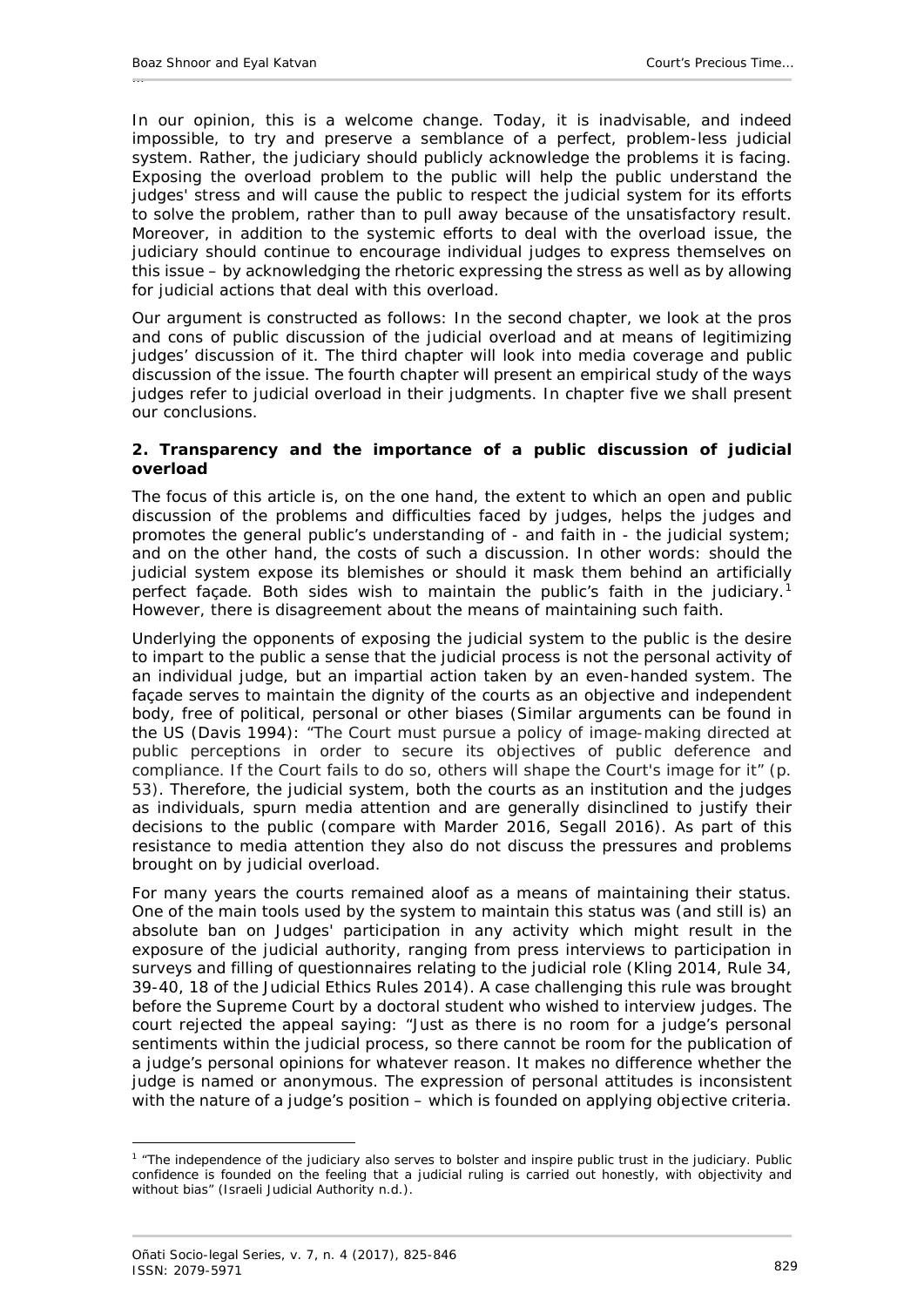In our opinion, this is a welcome change. Today, it is inadvisable, and indeed impossible, to try and preserve a semblance of a perfect, problem-less judicial system. Rather, the judiciary should publicly acknowledge the problems it is facing. Exposing the overload problem to the public will help the public understand the judges' stress and will cause the public to respect the judicial system for its efforts to solve the problem, rather than to pull away because of the unsatisfactory result. Moreover, in addition to the systemic efforts to deal with the overload issue, the judiciary should continue to encourage individual judges to express themselves on this issue – by acknowledging the rhetoric expressing the stress as well as by allowing for judicial actions that deal with this overload.

Our argument is constructed as follows: In the second chapter, we look at the pros and cons of public discussion of the judicial overload and at means of legitimizing judges' discussion of it. The third chapter will look into media coverage and public discussion of the issue. The fourth chapter will present an empirical study of the ways judges refer to judicial overload in their judgments. In chapter five we shall present our conclusions.

## 2. Transparency and the importance of a public discussion of judicial overload

The focus of this article is, on the one hand, the extent to which an open and public discussion of the problems and difficulties faced by judges, helps the judges and promotes the general public's understanding of - and faith in - the judicial system; and on the other hand, the costs of such a discussion. In other words: should the judicial system expose its blemishes or should it mask them behind an artificially perfect façade. Both sides wish to maintain the public's faith in the judiciary.[1] However, there is disagreement about the means of maintaining such faith.

Underlying the opponents of exposing the judicial system to the public is the desire to impart to the public a sense that the judicial process is not the personal activity of an individual judge, but an impartial action taken by an even-handed system. The façade serves to maintain the dignity of the courts as an objective and independent body, free of political, personal or other biases (Similar arguments can be found in the US (Davis 1994): "The Court must pursue a policy of image-making directed at public perceptions in order to secure its objectives of public deference and compliance. If the Court fails to do so, others will shape the Court's image for it" (p. 53). Therefore, the judicial system, both the courts as an institution and the judges as individuals, spurn media attention and are generally disinclined to justify their decisions to the public (compare with Marder 2016, Segall 2016). As part of this resistance to media attention they also do not discuss the pressures and problems brought on by judicial overload.

For many years the courts remained aloof as a means of maintaining their status. One of the main tools used by the system to maintain this status was (and still is) an absolute ban on Judges' participation in any activity which might result in the exposure of the judicial authority, ranging from press interviews to participation in surveys and filling of questionnaires relating to the judicial role (Kling 2014, Rule 34, 39-40, 18 of the Judicial Ethics Rules 2014). A case challenging this rule was brought before the Supreme Court by a doctoral student who wished to interview judges. The court rejected the appeal saying: "Just as there is no room for a judge's personal sentiments within the judicial process, so there cannot be room for the publication of a judge's personal opinions for whatever reason. It makes no difference whether the judge is named or anonymous. The expression of personal attitudes is inconsistent with the nature of a judge's position – which is founded on applying objective criteria.

---

[1] "The independence of the judiciary also serves to bolster and inspire public trust in the judiciary. Public confidence is founded on the feeling that a judicial ruling is carried out honestly, with objectivity and without bias" (Israeli Judicial Authority n.d.).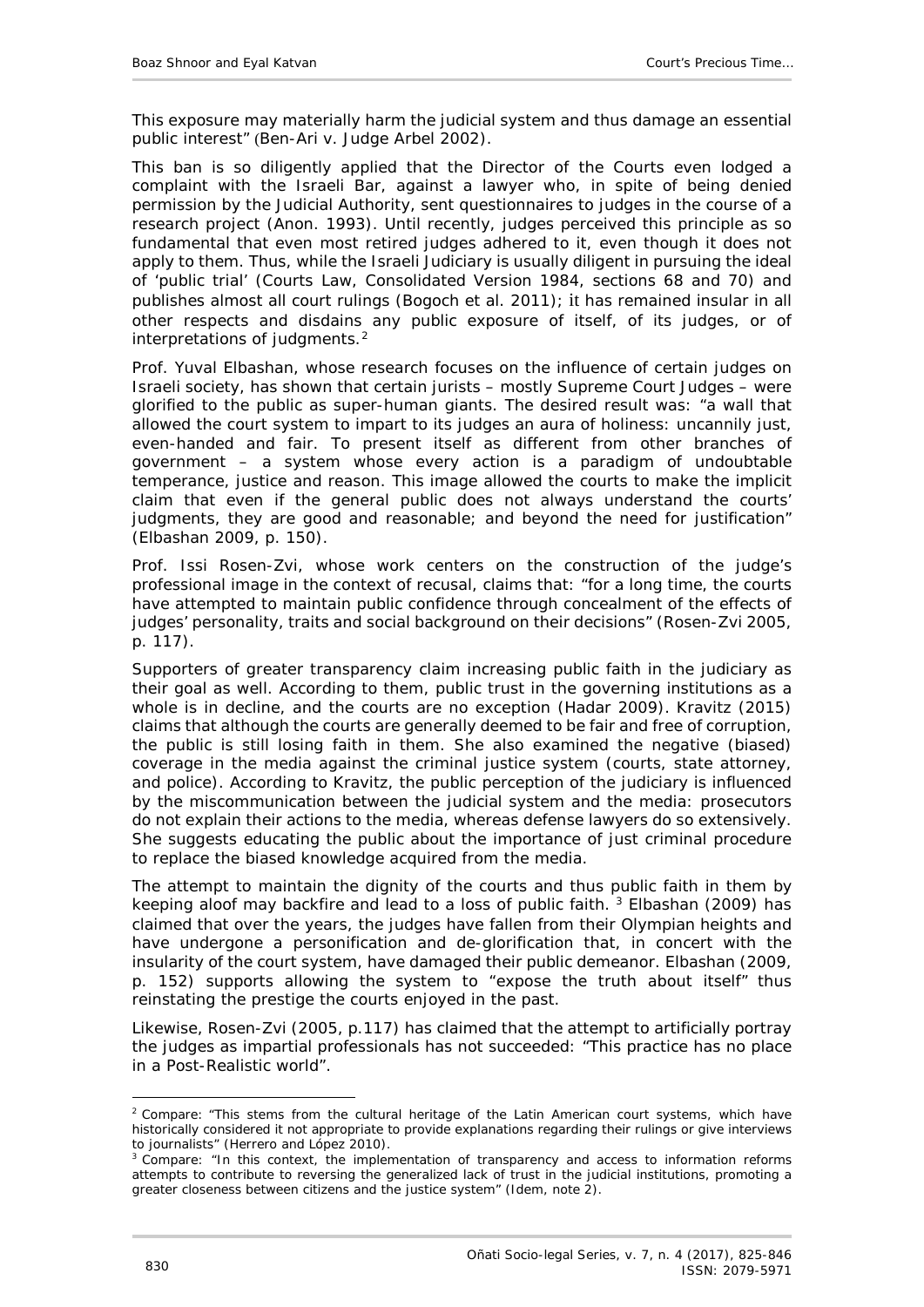This exposure may materially harm the judicial system and thus damage an essential public interest" (Ben-Ari v. Judge Arbel 2002).

This ban is so diligently applied that the Director of the Courts even lodged a complaint with the Israeli Bar, against a lawyer who, in spite of being denied permission by the Judicial Authority, sent questionnaires to judges in the course of a research project (Anon. 1993). Until recently, judges perceived this principle as so fundamental that even most retired judges adhered to it, even though it does not apply to them. Thus, while the Israeli Judiciary is usually diligent in pursuing the ideal of 'public trial' (Courts Law, Consolidated Version 1984, sections 68 and 70) and publishes almost all court rulings (Bogoch et al. 2011); it has remained insular in all other respects and disdains any public exposure of itself, of its judges, or of interpretations of judgments.[2]

Prof. Yuval Elbashan, whose research focuses on the influence of certain judges on Israeli society, has shown that certain jurists – mostly Supreme Court Judges – were glorified to the public as super-human giants. The desired result was: "a wall that allowed the court system to impart to its judges an aura of holiness: uncannily just, even-handed and fair. To present itself as different from other branches of government – a system whose every action is a paradigm of undoubtable temperance, justice and reason. This image allowed the courts to make the implicit claim that even if the general public does not always understand the courts' judgments, they are good and reasonable; and beyond the need for justification" (Elbashan 2009, p. 150).

Prof. Issi Rosen-Zvi, whose work centers on the construction of the judge's professional image in the context of recusal, claims that: "for a long time, the courts have attempted to maintain public confidence through concealment of the effects of judges' personality, traits and social background on their decisions" (Rosen-Zvi 2005, p. 117).

Supporters of greater transparency claim increasing public faith in the judiciary as their goal as well. According to them, public trust in the governing institutions as a whole is in decline, and the courts are no exception (Hadar 2009). Kravitz (2015) claims that although the courts are generally deemed to be fair and free of corruption, the public is still losing faith in them. She also examined the negative (biased) coverage in the media against the criminal justice system (courts, state attorney, and police). According to Kravitz, the public perception of the judiciary is influenced by the miscommunication between the judicial system and the media: prosecutors do not explain their actions to the media, whereas defense lawyers do so extensively. She suggests educating the public about the importance of just criminal procedure to replace the biased knowledge acquired from the media.

The attempt to maintain the dignity of the courts and thus public faith in them by keeping aloof may backfire and lead to a loss of public faith.[3] Elbashan (2009) has claimed that over the years, the judges have fallen from their Olympian heights and have undergone a personification and de-glorification that, in concert with the insularity of the court system, have damaged their public demeanor. Elbashan (2009, p. 152) supports allowing the system to "expose the truth about itself" thus reinstating the prestige the courts enjoyed in the past.

Likewise, Rosen-Zvi (2005, p.117) has claimed that the attempt to artificially portray the judges as impartial professionals has not succeeded: "This practice has no place in a Post-Realistic world".

---

[2] Compare: "This stems from the cultural heritage of the Latin American court systems, which have historically considered it not appropriate to provide explanations regarding their rulings or give interviews to journalists" (Herrero and López 2010).

[3] Compare: "In this context, the implementation of transparency and access to information reforms attempts to contribute to reversing the generalized lack of trust in the judicial institutions, promoting a greater closeness between citizens and the justice system" (Idem, note 2).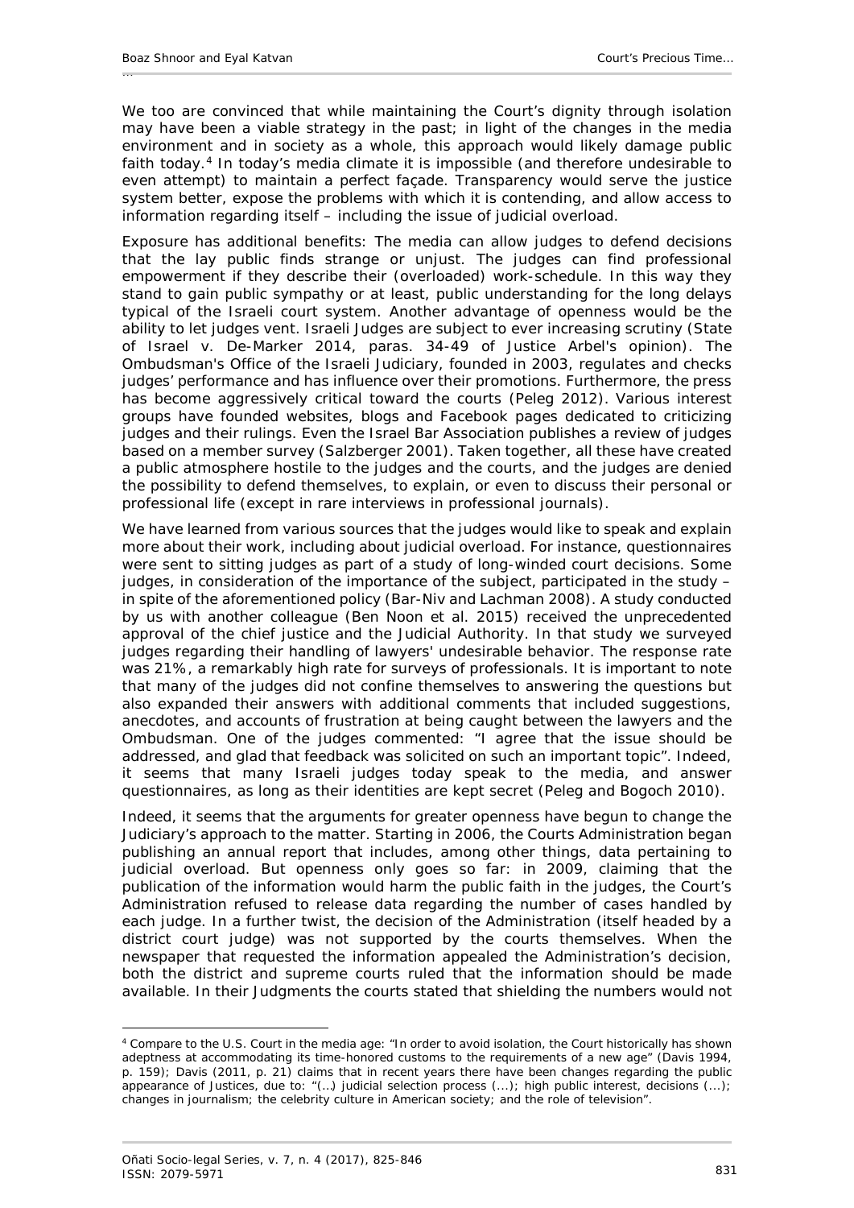We too are convinced that while maintaining the Court's dignity through isolation may have been a viable strategy in the past; in light of the changes in the media environment and in society as a whole, this approach would likely damage public faith today.[4] In today's media climate it is impossible (and therefore undesirable to even attempt) to maintain a perfect façade. Transparency would serve the justice system better, expose the problems with which it is contending, and allow access to information regarding itself – including the issue of judicial overload.

Exposure has additional benefits: The media can allow judges to defend decisions that the lay public finds strange or unjust. The judges can find professional empowerment if they describe their (overloaded) work-schedule. In this way they stand to gain public sympathy or at least, public understanding for the long delays typical of the Israeli court system. Another advantage of openness would be the ability to let judges vent. Israeli Judges are subject to ever increasing scrutiny (State of Israel v. De-Marker 2014, paras. 34-49 of Justice Arbel's opinion). The Ombudsman's Office of the Israeli Judiciary, founded in 2003, regulates and checks judges' performance and has influence over their promotions. Furthermore, the press has become aggressively critical toward the courts (Peleg 2012). Various interest groups have founded websites, blogs and Facebook pages dedicated to criticizing judges and their rulings. Even the Israel Bar Association publishes a review of judges based on a member survey (Salzberger 2001). Taken together, all these have created a public atmosphere hostile to the judges and the courts, and the judges are denied the possibility to defend themselves, to explain, or even to discuss their personal or professional life (except in rare interviews in professional journals).

We have learned from various sources that the judges would like to speak and explain more about their work, including about judicial overload. For instance, questionnaires were sent to sitting judges as part of a study of long-winded court decisions. Some judges, in consideration of the importance of the subject, participated in the study – in spite of the aforementioned policy (Bar-Niv and Lachman 2008). A study conducted by us with another colleague (Ben Noon et al. 2015) received the unprecedented approval of the chief justice and the Judicial Authority. In that study we surveyed judges regarding their handling of lawyers' undesirable behavior. The response rate was 21%, a remarkably high rate for surveys of professionals. It is important to note that many of the judges did not confine themselves to answering the questions but also expanded their answers with additional comments that included suggestions, anecdotes, and accounts of frustration at being caught between the lawyers and the Ombudsman. One of the judges commented: "I agree that the issue should be addressed, and glad that feedback was solicited on such an important topic". Indeed, it seems that many Israeli judges today speak to the media, and answer questionnaires, as long as their identities are kept secret (Peleg and Bogoch 2010).

Indeed, it seems that the arguments for greater openness have begun to change the Judiciary's approach to the matter. Starting in 2006, the Courts Administration began publishing an annual report that includes, among other things, data pertaining to judicial overload. But openness only goes so far: in 2009, claiming that the publication of the information would harm the public faith in the judges, the Court's Administration refused to release data regarding the number of cases handled by each judge. In a further twist, the decision of the Administration (itself headed by a district court judge) was not supported by the courts themselves. When the newspaper that requested the information appealed the Administration's decision, both the district and supreme courts ruled that the information should be made available. In their Judgments the courts stated that shielding the numbers would not

---

[4] Compare to the U.S. Court in the media age: "In order to avoid isolation, the Court historically has shown adeptness at accommodating its time-honored customs to the requirements of a new age" (Davis 1994, p. 159); Davis (2011, p. 21) claims that in recent years there have been changes regarding the public appearance of Justices, due to: "(…) judicial selection process (...); high public interest, decisions (...); changes in journalism; the celebrity culture in American society; and the role of television".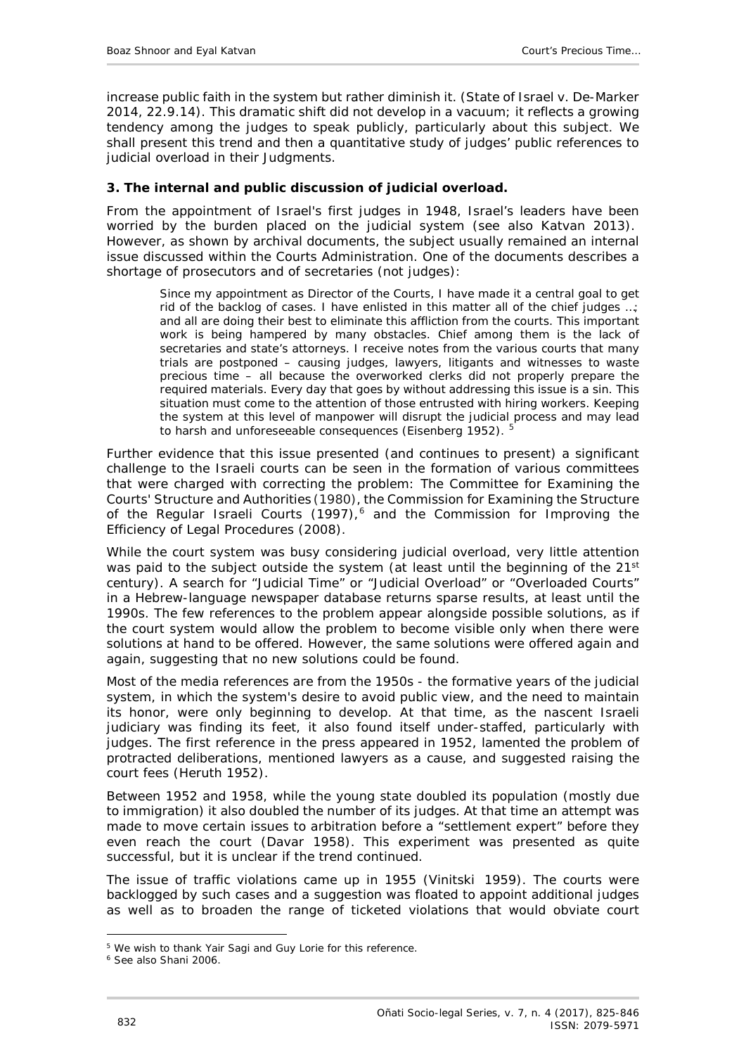increase public faith in the system but rather diminish it. (*State of Israel v. De-Marker* 2014, 22.9.14). This dramatic shift did not develop in a vacuum; it reflects a growing tendency among the judges to speak publicly, particularly about this subject. We shall present this trend and then a quantitative study of judges' public references to judicial overload in their Judgments.

### 3. The internal and public discussion of judicial overload.

From the appointment of Israel's first judges in 1948, Israel's leaders have been worried by the burden placed on the judicial system (see also Katvan 2013). However, as shown by archival documents, the subject usually remained an internal issue discussed within the Courts Administration. One of the documents describes a shortage of prosecutors and of secretaries (not judges):

> Since my appointment as Director of the Courts, I have made it a central goal to get rid of the backlog of cases. I have enlisted in this matter all of the chief judges …; and all are doing their best to eliminate this affliction from the courts. This important work is being hampered by many obstacles. Chief among them is the lack of secretaries and state's attorneys. I receive notes from the various courts that many trials are postponed – causing judges, lawyers, litigants and witnesses to waste precious time – all because the overworked clerks did not properly prepare the required materials. Every day that goes by without addressing this issue is a sin. This situation must come to the attention of those entrusted with hiring workers. Keeping the system at this level of manpower will disrupt the judicial process and may lead to harsh and unforeseeable consequences (Eisenberg 1952). [5]

Further evidence that this issue presented (and continues to present) a significant challenge to the Israeli courts can be seen in the formation of various committees that were charged with correcting the problem: The Committee for Examining the Courts' Structure and Authorities (1980), the Commission for Examining the Structure of the Regular Israeli Courts (1997),[6] and the Commission for Improving the Efficiency of Legal Procedures (2008).

While the court system was busy considering judicial overload, very little attention was paid to the subject outside the system (at least until the beginning of the 21st century). A search for "Judicial Time" or "Judicial Overload" or "Overloaded Courts" in a Hebrew-language newspaper database returns sparse results, at least until the 1990s. The few references to the problem appear alongside possible solutions, as if the court system would allow the problem to become visible only when there were solutions at hand to be offered. However, the same solutions were offered again and again, suggesting that no new solutions could be found.

Most of the media references are from the 1950s - the formative years of the judicial system, in which the system's desire to avoid public view, and the need to maintain its honor, were only beginning to develop. At that time, as the nascent Israeli judiciary was finding its feet, it also found itself under-staffed, particularly with judges. The first reference in the press appeared in 1952, lamented the problem of protracted deliberations, mentioned lawyers as a cause, and suggested raising the court fees (Heruth 1952).

Between 1952 and 1958, while the young state doubled its population (mostly due to immigration) it also doubled the number of its judges. At that time an attempt was made to move certain issues to arbitration before a "settlement expert" before they even reach the court (Davar 1958). This experiment was presented as quite successful, but it is unclear if the trend continued.

The issue of traffic violations came up in 1955 (Vinitski 1959). The courts were backlogged by such cases and a suggestion was floated to appoint additional judges as well as to broaden the range of ticketed violations that would obviate court

---

[5] We wish to thank Yair Sagi and Guy Lorie for this reference.

[6] See also Shani 2006.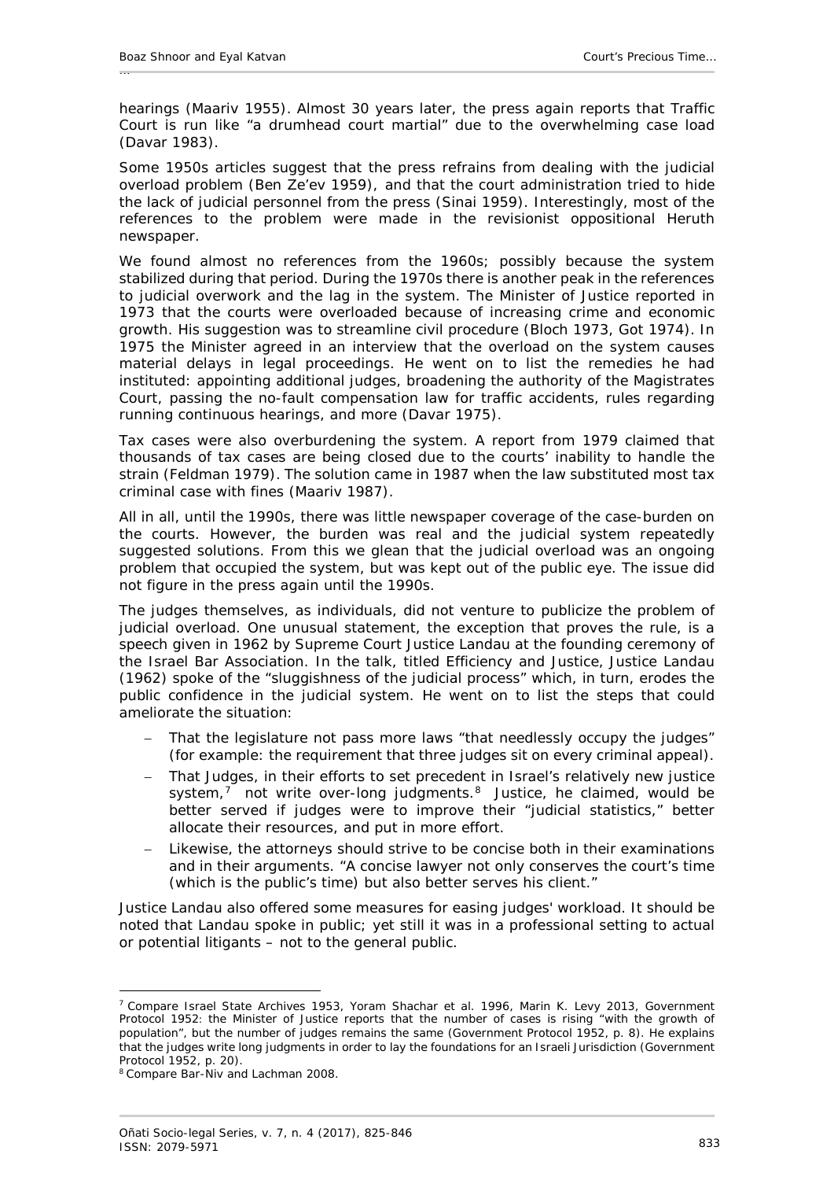hearings (Maariv 1955). Almost 30 years later, the press again reports that Traffic Court is run like "a drumhead court martial" due to the overwhelming case load (Davar 1983).

Some 1950s articles suggest that the press refrains from dealing with the judicial overload problem (Ben Ze'ev 1959), and that the court administration tried to hide the lack of judicial personnel from the press (Sinai 1959). Interestingly, most of the references to the problem were made in the revisionist oppositional Heruth newspaper.

We found almost no references from the 1960s; possibly because the system stabilized during that period. During the 1970s there is another peak in the references to judicial overwork and the lag in the system. The Minister of Justice reported in 1973 that the courts were overloaded because of increasing crime and economic growth. His suggestion was to streamline civil procedure (Bloch 1973, Got 1974). In 1975 the Minister agreed in an interview that the overload on the system causes material delays in legal proceedings. He went on to list the remedies he had instituted: appointing additional judges, broadening the authority of the Magistrates Court, passing the no-fault compensation law for traffic accidents, rules regarding running continuous hearings, and more (Davar 1975).

Tax cases were also overburdening the system. A report from 1979 claimed that thousands of tax cases are being closed due to the courts' inability to handle the strain (Feldman 1979). The solution came in 1987 when the law substituted most tax criminal case with fines (Maariv 1987).

All in all, until the 1990s, there was little newspaper coverage of the case-burden on the courts. However, the burden was real and the judicial system repeatedly suggested solutions. From this we glean that the judicial overload was an ongoing problem that occupied the system, but was kept out of the public eye. The issue did not figure in the press again until the 1990s.

The judges themselves, as individuals, did not venture to publicize the problem of judicial overload. One unusual statement, the exception that proves the rule, is a speech given in 1962 by Supreme Court Justice Landau at the founding ceremony of the Israel Bar Association. In the talk, titled Efficiency and Justice, Justice Landau (1962) spoke of the "sluggishness of the judicial process" which, in turn, erodes the public confidence in the judicial system. He went on to list the steps that could ameliorate the situation:

- That the legislature not pass more laws "that needlessly occupy the judges" (for example: the requirement that three judges sit on every criminal appeal).
- That Judges, in their efforts to set precedent in Israel's relatively new justice system,[7] not write over-long judgments.[8] Justice, he claimed, would be better served if judges were to improve their "judicial statistics," better allocate their resources, and put in more effort.
- Likewise, the attorneys should strive to be concise both in their examinations and in their arguments. "A concise lawyer not only conserves the court's time (which is the public's time) but also better serves his client."

Justice Landau also offered some measures for easing judges' workload. It should be noted that Landau spoke in public; yet still it was in a professional setting to actual or potential litigants – not to the general public.

[7] Compare Israel State Archives 1953, Yoram Shachar et al. 1996, Marin K. Levy 2013, Government Protocol 1952: the Minister of Justice reports that the number of cases is rising "with the growth of population", but the number of judges remains the same (Government Protocol 1952, p. 8). He explains that the judges write long judgments in order to lay the foundations for an Israeli Jurisdiction (Government Protocol 1952, p. 20).

[8] Compare Bar-Niv and Lachman 2008.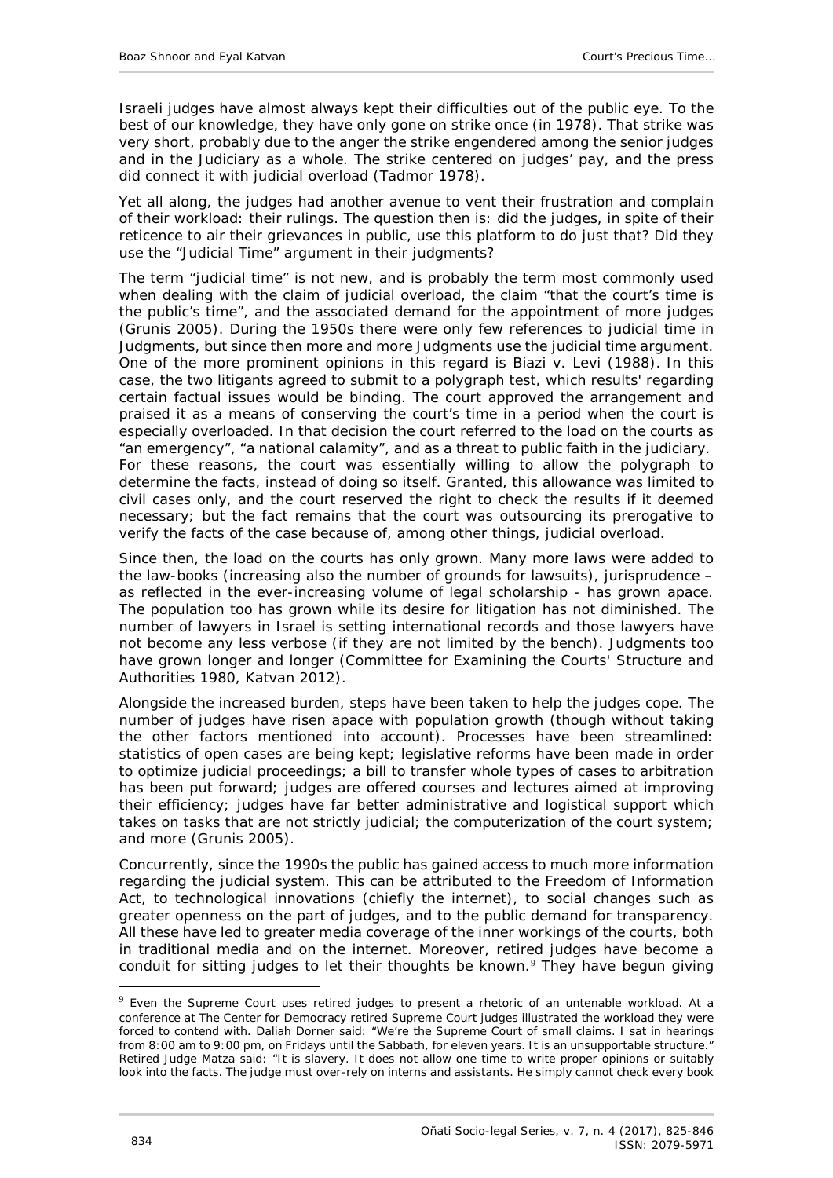Israeli judges have almost always kept their difficulties out of the public eye. To the best of our knowledge, they have only gone on strike once (in 1978). That strike was very short, probably due to the anger the strike engendered among the senior judges and in the Judiciary as a whole. The strike centered on judges' pay, and the press did connect it with judicial overload (Tadmor 1978).

Yet all along, the judges had another avenue to vent their frustration and complain of their workload: their rulings. The question then is: did the judges, in spite of their reticence to air their grievances in public, use this platform to do just that? Did they use the "Judicial Time" argument in their judgments?

The term "judicial time" is not new, and is probably the term most commonly used when dealing with the claim of judicial overload, the claim "that the court's time is the public's time", and the associated demand for the appointment of more judges (Grunis 2005). During the 1950s there were only few references to judicial time in Judgments, but since then more and more Judgments use the judicial time argument. One of the more prominent opinions in this regard is *Biazi v. Levi* (1988). In this case, the two litigants agreed to submit to a polygraph test, which results' regarding certain factual issues would be binding. The court approved the arrangement and praised it as a means of conserving the court's time in a period when the court is especially overloaded. In that decision the court referred to the load on the courts as "an emergency", "a national calamity", and as a threat to public faith in the judiciary. For these reasons, the court was essentially willing to allow the polygraph to determine the facts, instead of doing so itself. Granted, this allowance was limited to civil cases only, and the court reserved the right to check the results if it deemed necessary; but the fact remains that the court was outsourcing its prerogative to verify the facts of the case because of, among other things, judicial overload.

Since then, the load on the courts has only grown. Many more laws were added to the law-books (increasing also the number of grounds for lawsuits), jurisprudence – as reflected in the ever-increasing volume of legal scholarship - has grown apace. The population too has grown while its desire for litigation has not diminished. The number of lawyers in Israel is setting international records and those lawyers have not become any less verbose (if they are not limited by the bench). Judgments too have grown longer and longer (Committee for Examining the Courts' Structure and Authorities 1980, Katvan 2012).

Alongside the increased burden, steps have been taken to help the judges cope. The number of judges have risen apace with population growth (though without taking the other factors mentioned into account). Processes have been streamlined: statistics of open cases are being kept; legislative reforms have been made in order to optimize judicial proceedings; a bill to transfer whole types of cases to arbitration has been put forward; judges are offered courses and lectures aimed at improving their efficiency; judges have far better administrative and logistical support which takes on tasks that are not strictly judicial; the computerization of the court system; and more (Grunis 2005).

Concurrently, since the 1990s the public has gained access to much more information regarding the judicial system. This can be attributed to the Freedom of Information Act, to technological innovations (chiefly the internet), to social changes such as greater openness on the part of judges, and to the public demand for transparency. All these have led to greater media coverage of the inner workings of the courts, both in traditional media and on the internet. Moreover, retired judges have become a conduit for sitting judges to let their thoughts be known.[9] They have begun giving

---

[9] Even the Supreme Court uses retired judges to present a rhetoric of an untenable workload. At a conference at The Center for Democracy retired Supreme Court judges illustrated the workload they were forced to contend with. Daliah Dorner said: "We're the Supreme Court of small claims. I sat in hearings from 8:00 am to 9:00 pm, on Fridays until the Sabbath, for eleven years. It is an unsupportable structure." Retired Judge Matza said: "It is slavery. It does not allow one time to write proper opinions or suitably look into the facts. The judge must over-rely on interns and assistants. He simply cannot check every book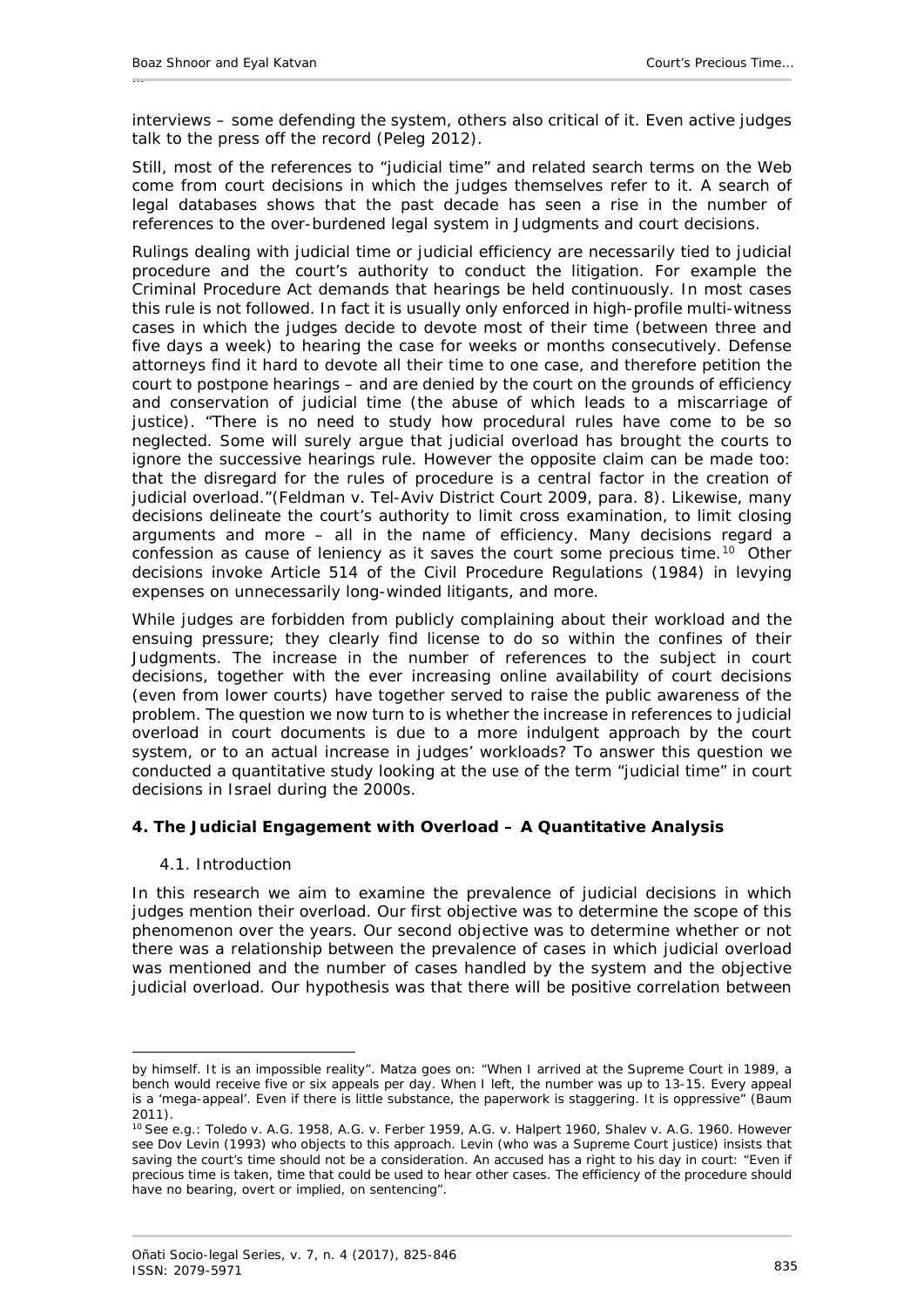interviews – some defending the system, others also critical of it. Even active judges talk to the press off the record (Peleg 2012).

Still, most of the references to "judicial time" and related search terms on the Web come from court decisions in which the judges themselves refer to it. A search of legal databases shows that the past decade has seen a rise in the number of references to the over-burdened legal system in Judgments and court decisions.

Rulings dealing with judicial time or judicial efficiency are necessarily tied to judicial procedure and the court's authority to conduct the litigation. For example the Criminal Procedure Act demands that hearings be held continuously. In most cases this rule is not followed. In fact it is usually only enforced in high-profile multi-witness cases in which the judges decide to devote most of their time (between three and five days a week) to hearing the case for weeks or months consecutively. Defense attorneys find it hard to devote all their time to one case, and therefore petition the court to postpone hearings – and are denied by the court on the grounds of efficiency and conservation of judicial time (the abuse of which leads to a miscarriage of justice). "There is no need to study how procedural rules have come to be so neglected. Some will surely argue that judicial overload has brought the courts to ignore the successive hearings rule. However the opposite claim can be made too: that the disregard for the rules of procedure is a central factor in the creation of judicial overload."(Feldman v. Tel-Aviv District Court 2009, para. 8). Likewise, many decisions delineate the court's authority to limit cross examination, to limit closing arguments and more – all in the name of efficiency. Many decisions regard a confession as cause of leniency as it saves the court some precious time.[10] Other decisions invoke Article 514 of the Civil Procedure Regulations (1984) in levying expenses on unnecessarily long-winded litigants, and more.

While judges are forbidden from publicly complaining about their workload and the ensuing pressure; they clearly find license to do so within the confines of their Judgments. The increase in the number of references to the subject in court decisions, together with the ever increasing online availability of court decisions (even from lower courts) have together served to raise the public awareness of the problem. The question we now turn to is whether the increase in references to judicial overload in court documents is due to a more indulgent approach by the court system, or to an actual increase in judges' workloads? To answer this question we conducted a quantitative study looking at the use of the term "judicial time" in court decisions in Israel during the 2000s.

## 4. The Judicial Engagement with Overload – A Quantitative Analysis

### 4.1. Introduction

In this research we aim to examine the prevalence of judicial decisions in which judges mention their overload. Our first objective was to determine the scope of this phenomenon over the years. Our second objective was to determine whether or not there was a relationship between the prevalence of cases in which judicial overload was mentioned and the number of cases handled by the system and the objective judicial overload. Our hypothesis was that there will be positive correlation between

---

by himself. It is an impossible reality". Matza goes on: "When I arrived at the Supreme Court in 1989, a bench would receive five or six appeals per day. When I left, the number was up to 13-15. Every appeal is a 'mega-appeal'. Even if there is little substance, the paperwork is staggering. It is oppressive" (Baum 2011).

[10] See e.g.: Toledo v. A.G. 1958, A.G. v. Ferber 1959, A.G. v. Halpert 1960, Shalev v. A.G. 1960. However see Dov Levin (1993) who objects to this approach. Levin (who was a Supreme Court justice) insists that saving the court's time should not be a consideration. An accused has a right to his day in court: "Even if precious time is taken, time that could be used to hear other cases. The efficiency of the procedure should have no bearing, overt or implied, on sentencing".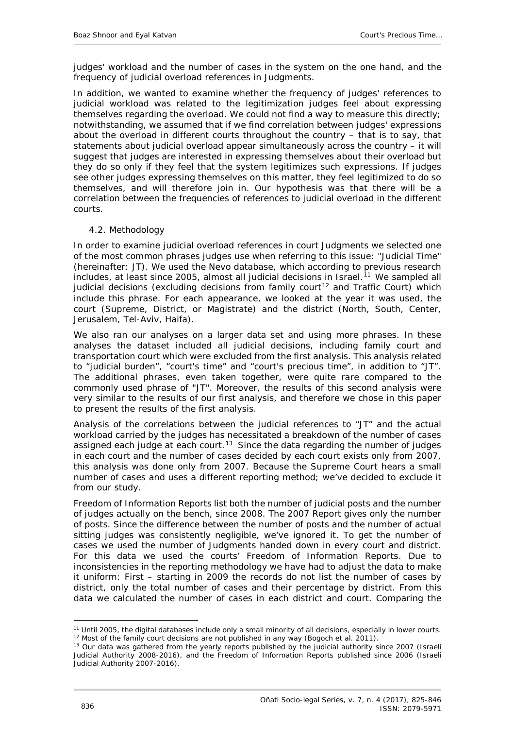judges' workload and the number of cases in the system on the one hand, and the frequency of judicial overload references in Judgments.

In addition, we wanted to examine whether the frequency of judges' references to judicial workload was related to the legitimization judges feel about expressing themselves regarding the overload. We could not find a way to measure this directly; notwithstanding, we assumed that if we find correlation between judges' expressions about the overload in different courts throughout the country – that is to say, that statements about judicial overload appear simultaneously across the country – it will suggest that judges are interested in expressing themselves about their overload but they do so only if they feel that the system legitimizes such expressions. If judges see other judges expressing themselves on this matter, they feel legitimized to do so themselves, and will therefore join in. Our hypothesis was that there will be a correlation between the frequencies of references to judicial overload in the different courts.

### 4.2. Methodology

In order to examine judicial overload references in court Judgments we selected one of the most common phrases judges use when referring to this issue: "Judicial Time" (hereinafter: JT). We used the Nevo database, which according to previous research includes, at least since 2005, almost all judicial decisions in Israel.[11] We sampled all judicial decisions (excluding decisions from family court[12] and Traffic Court) which include this phrase. For each appearance, we looked at the year it was used, the court (Supreme, District, or Magistrate) and the district (North, South, Center, Jerusalem, Tel-Aviv, Haifa).

We also ran our analyses on a larger data set and using more phrases. In these analyses the dataset included all judicial decisions, including family court and transportation court which were excluded from the first analysis. This analysis related to "judicial burden", "court's time" and "court's precious time", in addition to "JT". The additional phrases, even taken together, were quite rare compared to the commonly used phrase of "JT". Moreover, the results of this second analysis were very similar to the results of our first analysis, and therefore we chose in this paper to present the results of the first analysis.

Analysis of the correlations between the judicial references to "JT" and the actual workload carried by the judges has necessitated a breakdown of the number of cases assigned each judge at each court.[13] Since the data regarding the number of judges in each court and the number of cases decided by each court exists only from 2007, this analysis was done only from 2007. Because the Supreme Court hears a small number of cases and uses a different reporting method; we've decided to exclude it from our study.

Freedom of Information Reports list both the number of judicial posts and the number of judges actually on the bench, since 2008. The 2007 Report gives only the number of posts. Since the difference between the number of posts and the number of actual sitting judges was consistently negligible, we've ignored it. To get the number of cases we used the number of Judgments handed down in every court and district. For this data we used the courts' Freedom of Information Reports. Due to inconsistencies in the reporting methodology we have had to adjust the data to make it uniform: First – starting in 2009 the records do not list the number of cases by district, only the total number of cases and their percentage by district. From this data we calculated the number of cases in each district and court. Comparing the

---

[11] Until 2005, the digital databases include only a small minority of all decisions, especially in lower courts.

[12] Most of the family court decisions are not published in any way (Bogoch et al. 2011).

[13] Our data was gathered from the yearly reports published by the judicial authority since 2007 (Israeli Judicial Authority 2008-2016), and the Freedom of Information Reports published since 2006 (Israeli Judicial Authority 2007-2016).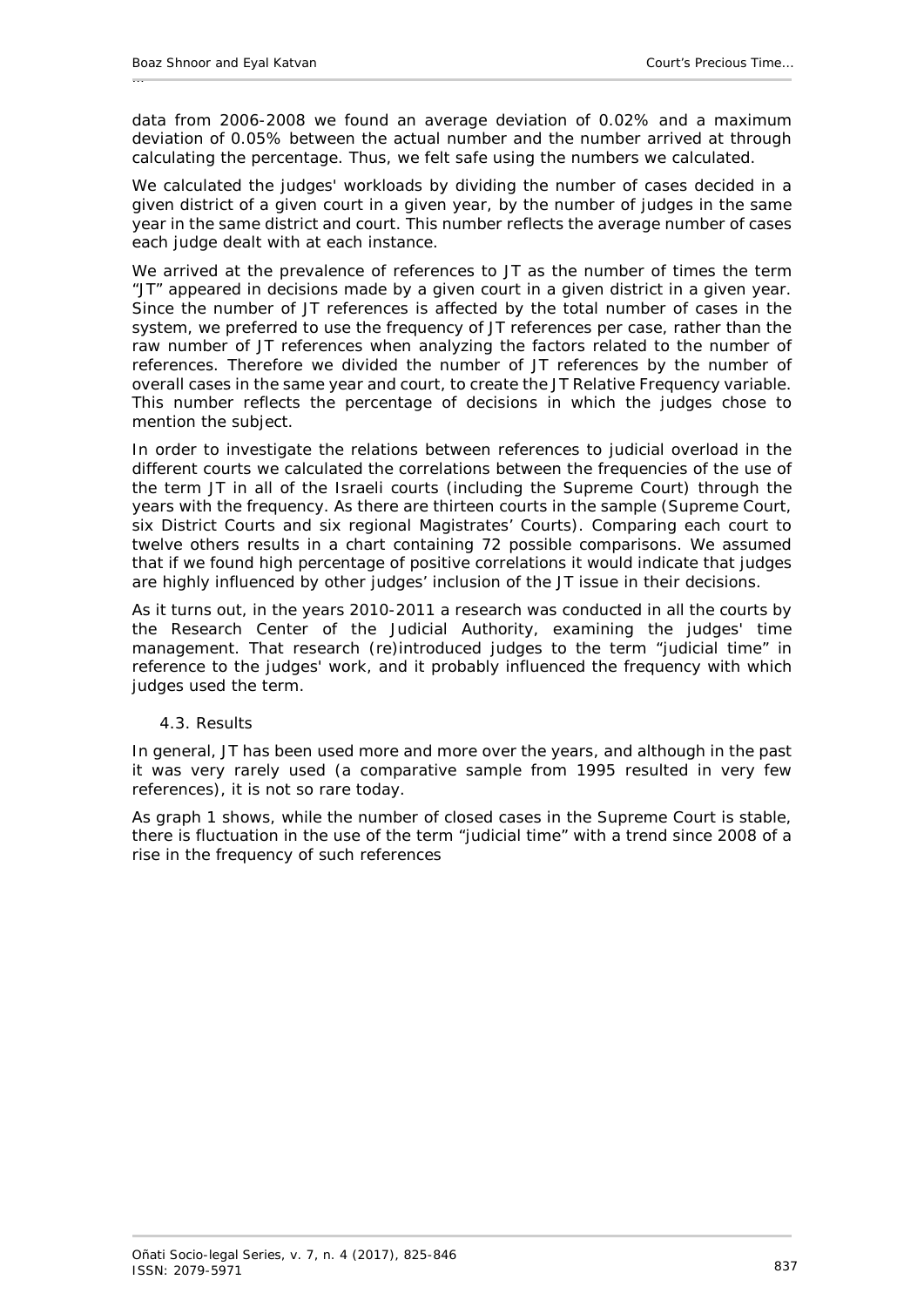data from 2006-2008 we found an average deviation of 0.02% and a maximum deviation of 0.05% between the actual number and the number arrived at through calculating the percentage. Thus, we felt safe using the numbers we calculated.

We calculated the judges' workloads by dividing the number of cases decided in a given district of a given court in a given year, by the number of judges in the same year in the same district and court. This number reflects the average number of cases each judge dealt with at each instance.

We arrived at the prevalence of references to JT as the number of times the term "JT" appeared in decisions made by a given court in a given district in a given year. Since the number of JT references is affected by the total number of cases in the system, we preferred to use the frequency of JT references per case, rather than the raw number of JT references when analyzing the factors related to the number of references. Therefore we divided the number of JT references by the number of overall cases in the same year and court, to create the JT Relative Frequency variable. This number reflects the percentage of decisions in which the judges chose to mention the subject.

In order to investigate the relations between references to judicial overload in the different courts we calculated the correlations between the frequencies of the use of the term JT in all of the Israeli courts (including the Supreme Court) through the years with the frequency. As there are thirteen courts in the sample (Supreme Court, six District Courts and six regional Magistrates' Courts). Comparing each court to twelve others results in a chart containing 72 possible comparisons. We assumed that if we found high percentage of positive correlations it would indicate that judges are highly influenced by other judges' inclusion of the JT issue in their decisions.

As it turns out, in the years 2010-2011 a research was conducted in all the courts by the Research Center of the Judicial Authority, examining the judges' time management. That research (re)introduced judges to the term "judicial time" in reference to the judges' work, and it probably influenced the frequency with which judges used the term.

### 4.3. Results

In general, JT has been used more and more over the years, and although in the past it was very rarely used (a comparative sample from 1995 resulted in very few references), it is not so rare today.

As graph 1 shows, while the number of closed cases in the Supreme Court is stable, there is fluctuation in the use of the term "judicial time" with a trend since 2008 of a rise in the frequency of such references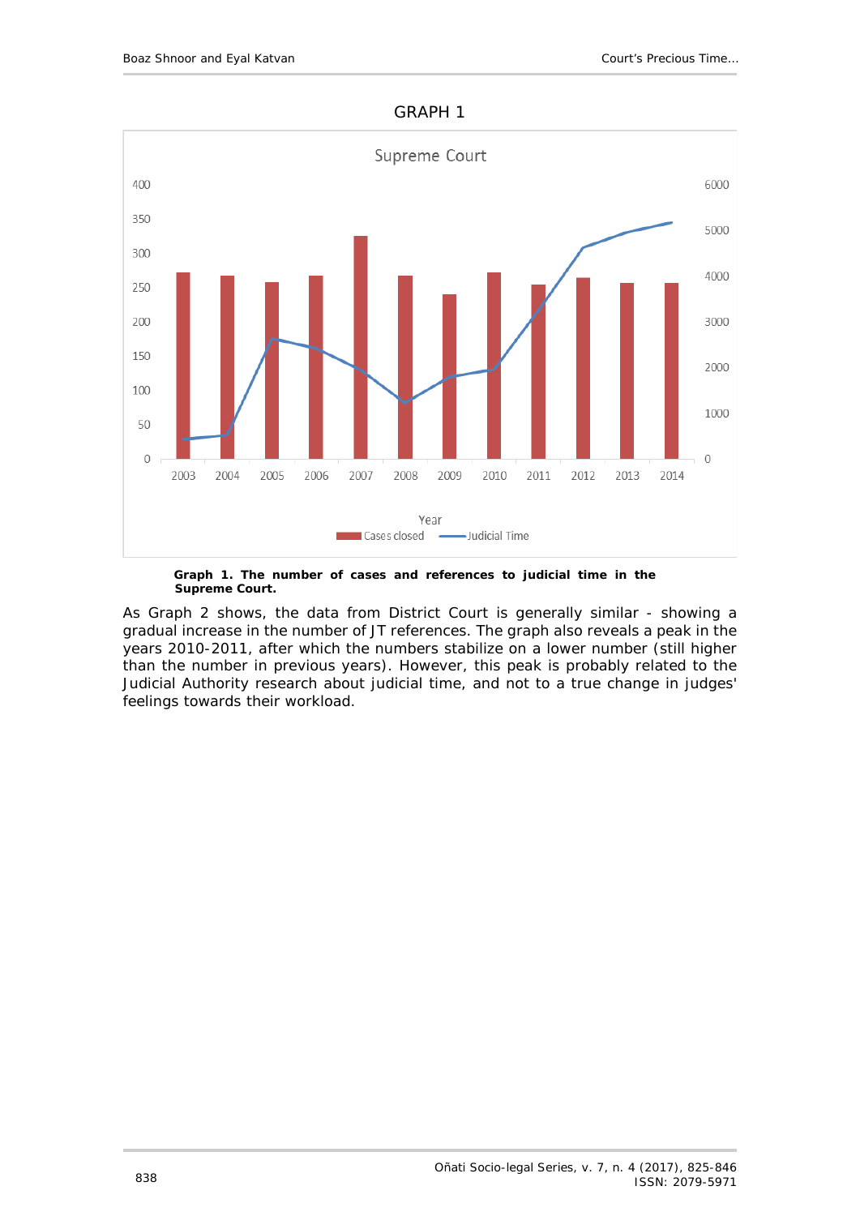GRAPH 1

Graph 1. The number of cases and references to judicial time in the Supreme Court.

As Graph 2 shows, the data from District Court is generally similar - showing a gradual increase in the number of JT references. The graph also reveals a peak in the years 2010-2011, after which the numbers stabilize on a lower number (still higher than the number in previous years). However, this peak is probably related to the Judicial Authority research about judicial time, and not to a true change in judges' feelings towards their workload.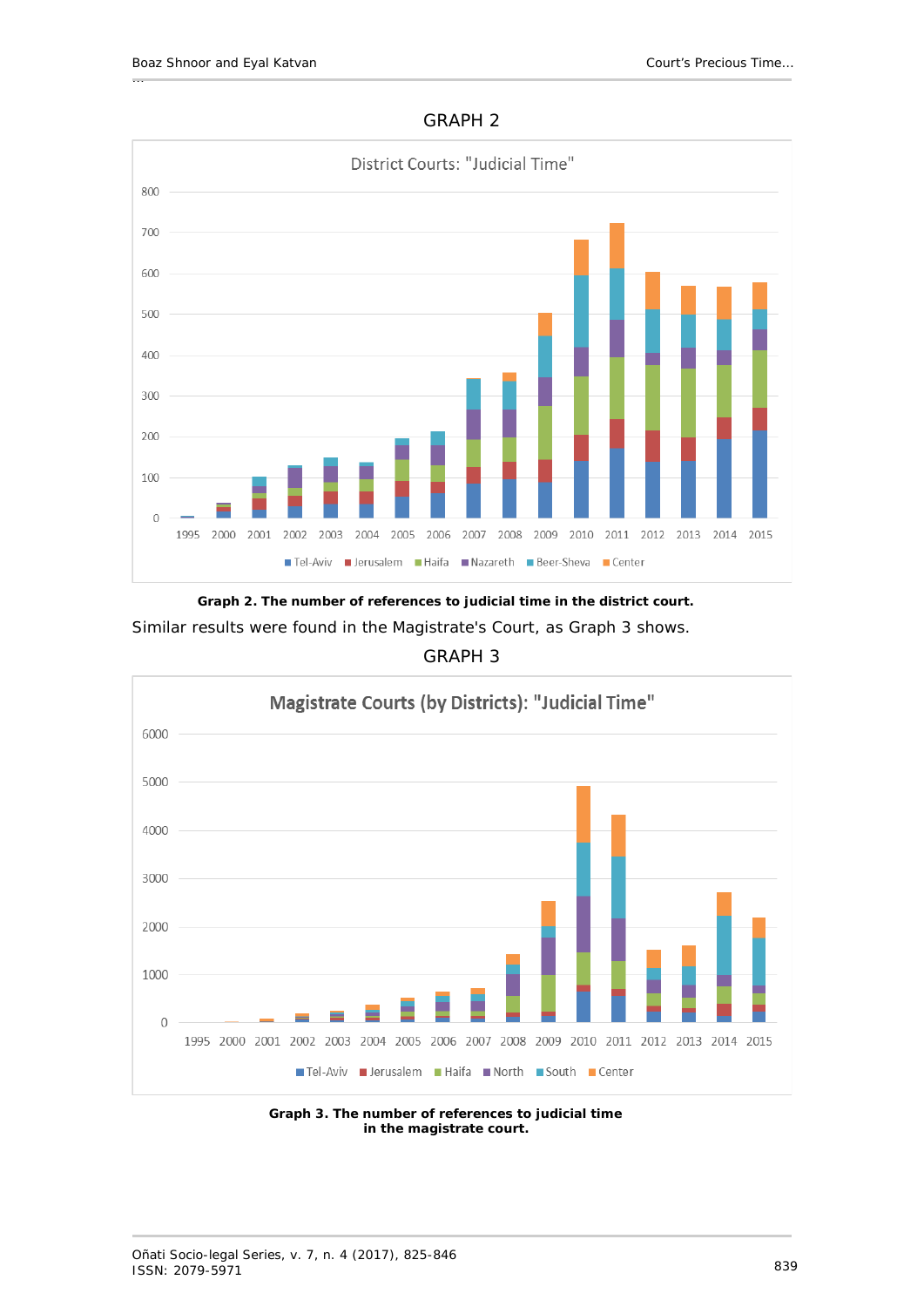GRAPH 2

Graph 2. The number of references to judicial time in the district court.

Similar results were found in the Magistrate's Court, as Graph 3 shows.

GRAPH 3

Graph 3. The number of references to judicial time in the magistrate court.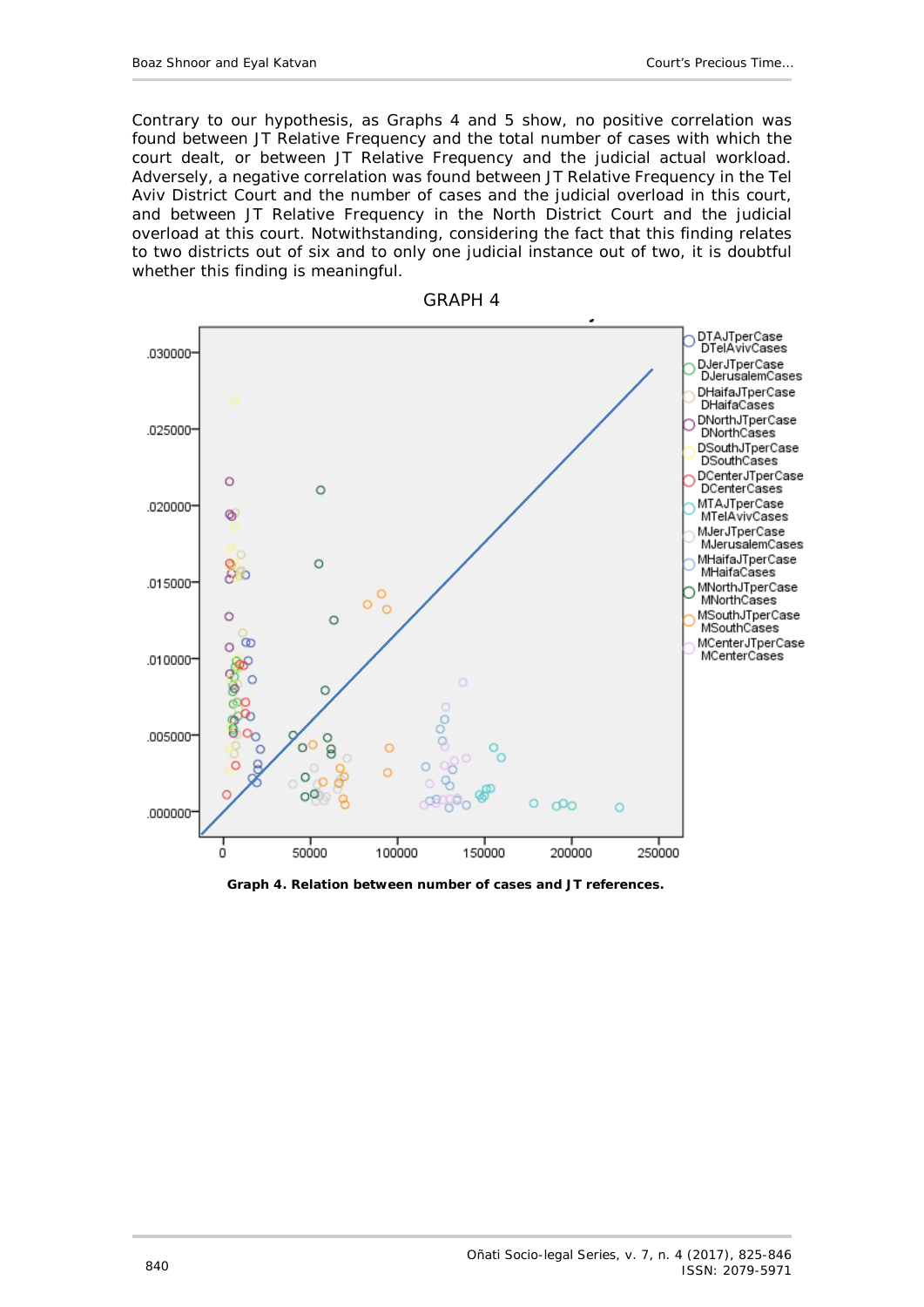Contrary to our hypothesis, as Graphs 4 and 5 show, no positive correlation was found between JT Relative Frequency and the total number of cases with which the court dealt, or between JT Relative Frequency and the judicial actual workload. Adversely, a negative correlation was found between JT Relative Frequency in the Tel Aviv District Court and the number of cases and the judicial overload in this court, and between JT Relative Frequency in the North District Court and the judicial overload at this court. Notwithstanding, considering the fact that this finding relates to two districts out of six and to only one judicial instance out of two, it is doubtful whether this finding is meaningful.

GRAPH 4

**Graph 4. Relation between number of cases and JT references.**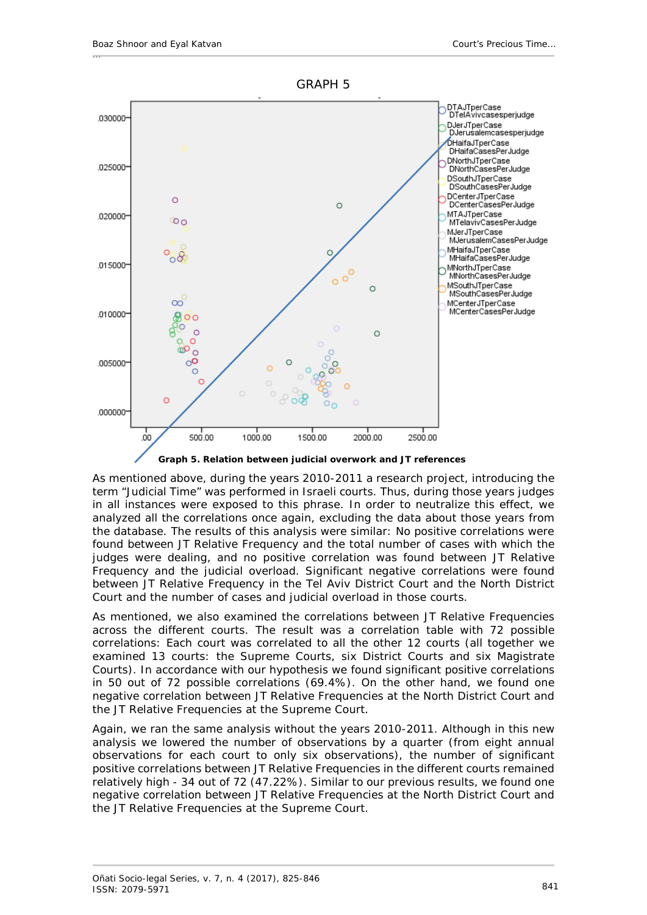GRAPH 5

Graph 5. Relation between judicial overwork and JT references

As mentioned above, during the years 2010-2011 a research project, introducing the term "Judicial Time" was performed in Israeli courts. Thus, during those years judges in all instances were exposed to this phrase. In order to neutralize this effect, we analyzed all the correlations once again, excluding the data about those years from the database. The results of this analysis were similar: No positive correlations were found between JT Relative Frequency and the total number of cases with which the judges were dealing, and no positive correlation was found between JT Relative Frequency and the judicial overload. Significant negative correlations were found between JT Relative Frequency in the Tel Aviv District Court and the North District Court and the number of cases and judicial overload in those courts.

As mentioned, we also examined the correlations between JT Relative Frequencies across the different courts. The result was a correlation table with 72 possible correlations: Each court was correlated to all the other 12 courts (all together we examined 13 courts: the Supreme Courts, six District Courts and six Magistrate Courts). In accordance with our hypothesis we found significant positive correlations in 50 out of 72 possible correlations (69.4%). On the other hand, we found one negative correlation between JT Relative Frequencies at the North District Court and the JT Relative Frequencies at the Supreme Court.

Again, we ran the same analysis without the years 2010-2011. Although in this new analysis we lowered the number of observations by a quarter (from eight annual observations for each court to only six observations), the number of significant positive correlations between JT Relative Frequencies in the different courts remained relatively high - 34 out of 72 (47.22%). Similar to our previous results, we found one negative correlation between JT Relative Frequencies at the North District Court and the JT Relative Frequencies at the Supreme Court.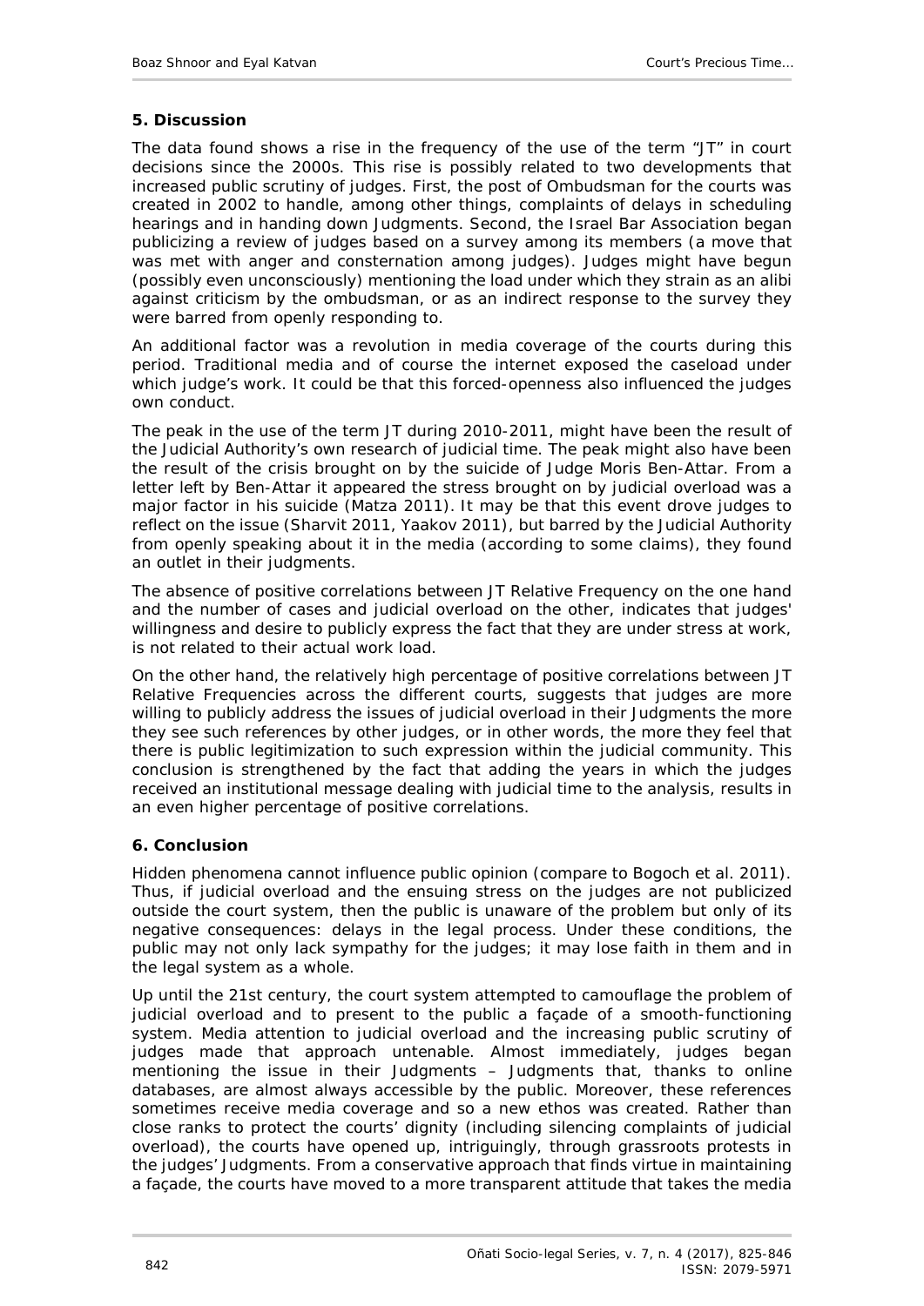## 5. Discussion

The data found shows a rise in the frequency of the use of the term "JT" in court decisions since the 2000s. This rise is possibly related to two developments that increased public scrutiny of judges. First, the post of Ombudsman for the courts was created in 2002 to handle, among other things, complaints of delays in scheduling hearings and in handing down Judgments. Second, the Israel Bar Association began publicizing a review of judges based on a survey among its members (a move that was met with anger and consternation among judges). Judges might have begun (possibly even unconsciously) mentioning the load under which they strain as an alibi against criticism by the ombudsman, or as an indirect response to the survey they were barred from openly responding to.

An additional factor was a revolution in media coverage of the courts during this period. Traditional media and of course the internet exposed the caseload under which judge's work. It could be that this forced-openness also influenced the judges own conduct.

The peak in the use of the term JT during 2010-2011, might have been the result of the Judicial Authority's own research of judicial time. The peak might also have been the result of the crisis brought on by the suicide of Judge Moris Ben-Attar. From a letter left by Ben-Attar it appeared the stress brought on by judicial overload was a major factor in his suicide (Matza 2011). It may be that this event drove judges to reflect on the issue (Sharvit 2011, Yaakov 2011), but barred by the Judicial Authority from openly speaking about it in the media (according to some claims), they found an outlet in their judgments.

The absence of positive correlations between JT Relative Frequency on the one hand and the number of cases and judicial overload on the other, indicates that judges' willingness and desire to publicly express the fact that they are under stress at work, is not related to their actual work load.

On the other hand, the relatively high percentage of positive correlations between JT Relative Frequencies across the different courts, suggests that judges are more willing to publicly address the issues of judicial overload in their Judgments the more they see such references by other judges, or in other words, the more they feel that there is public legitimization to such expression within the judicial community. This conclusion is strengthened by the fact that adding the years in which the judges received an institutional message dealing with judicial time to the analysis, results in an even higher percentage of positive correlations.

## 6. Conclusion

Hidden phenomena cannot influence public opinion (compare to Bogoch et al. 2011). Thus, if judicial overload and the ensuing stress on the judges are not publicized outside the court system, then the public is unaware of the problem but only of its negative consequences: delays in the legal process. Under these conditions, the public may not only lack sympathy for the judges; it may lose faith in them and in the legal system as a whole.

Up until the 21st century, the court system attempted to camouflage the problem of judicial overload and to present to the public a façade of a smooth-functioning system. Media attention to judicial overload and the increasing public scrutiny of judges made that approach untenable. Almost immediately, judges began mentioning the issue in their Judgments – Judgments that, thanks to online databases, are almost always accessible by the public. Moreover, these references sometimes receive media coverage and so a new ethos was created. Rather than close ranks to protect the courts' dignity (including silencing complaints of judicial overload), the courts have opened up, intriguingly, through grassroots protests in the judges' Judgments. From a conservative approach that finds virtue in maintaining a façade, the courts have moved to a more transparent attitude that takes the media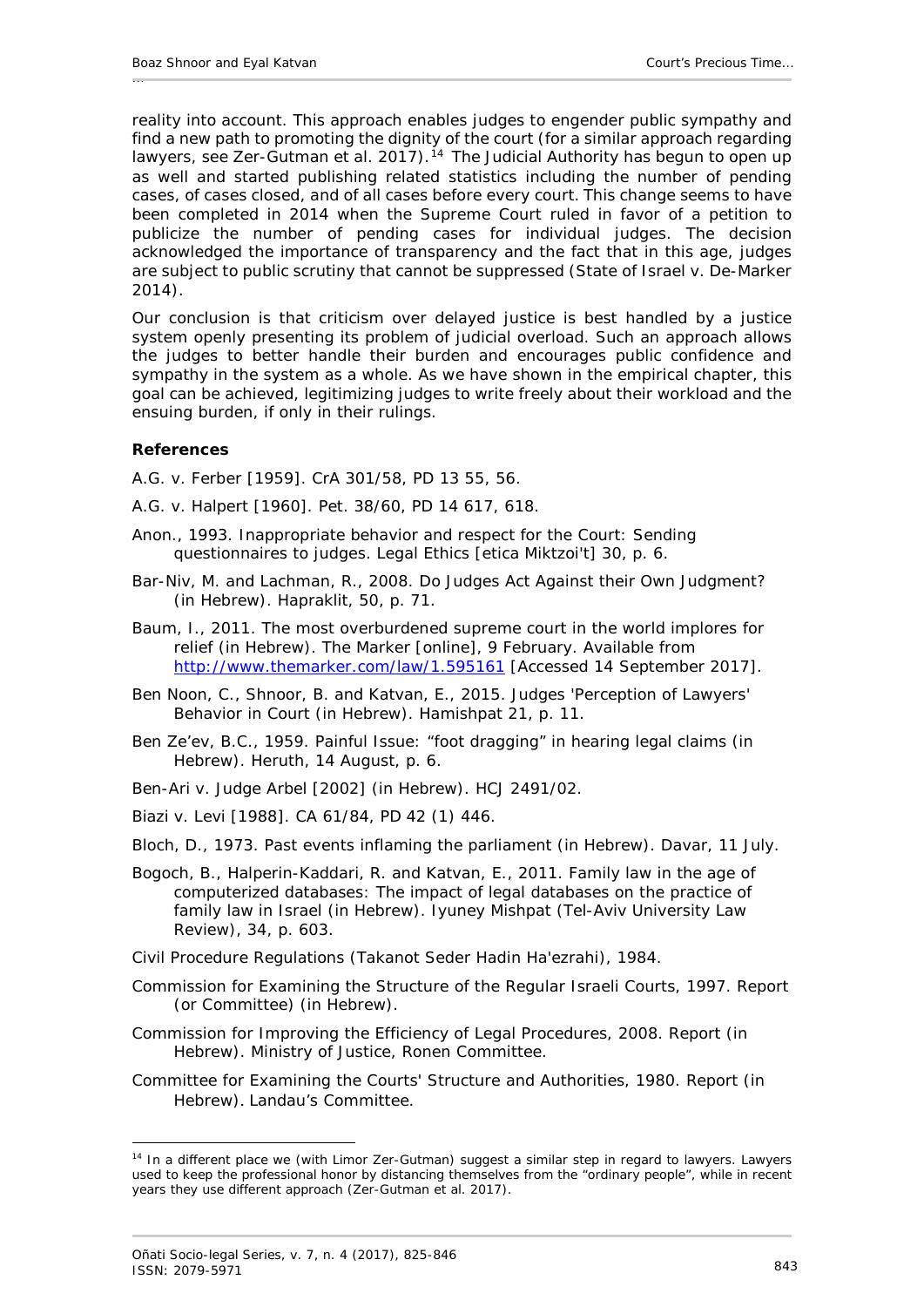reality into account. This approach enables judges to engender public sympathy and find a new path to promoting the dignity of the court (for a similar approach regarding lawyers, see Zer-Gutman et al. 2017).[14] The Judicial Authority has begun to open up as well and started publishing related statistics including the number of pending cases, of cases closed, and of all cases before every court. This change seems to have been completed in 2014 when the Supreme Court ruled in favor of a petition to publicize the number of pending cases for individual judges. The decision acknowledged the importance of transparency and the fact that in this age, judges are subject to public scrutiny that cannot be suppressed (State of Israel v. De-Marker 2014).

Our conclusion is that criticism over delayed justice is best handled by a justice system openly presenting its problem of judicial overload. Such an approach allows the judges to better handle their burden and encourages public confidence and sympathy in the system as a whole. As we have shown in the empirical chapter, this goal can be achieved, legitimizing judges to write freely about their workload and the ensuing burden, if only in their rulings.

**References**

A.G. v. Ferber [1959]. CrA 301/58, PD 13 55, 56.

A.G. v. Halpert [1960]. Pet. 38/60, PD 14 617, 618.

Anon., 1993. Inappropriate behavior and respect for the Court: Sending questionnaires to judges. Legal Ethics [etica Miktzoi't] 30, p. 6.

Bar-Niv, M. and Lachman, R., 2008. Do Judges Act Against their Own Judgment? (in Hebrew). Hapraklit, 50, p. 71.

Baum, I., 2011. The most overburdened supreme court in the world implores for relief (in Hebrew). The Marker [online], 9 February. Available from http://www.themarker.com/law/1.595161 [Accessed 14 September 2017].

Ben Noon, C., Shnoor, B. and Katvan, E., 2015. Judges 'Perception of Lawyers' Behavior in Court (in Hebrew). Hamishpat 21, p. 11.

Ben Ze'ev, B.C., 1959. Painful Issue: "foot dragging" in hearing legal claims (in Hebrew). Heruth, 14 August, p. 6.

Ben-Ari v. Judge Arbel [2002] (in Hebrew). HCJ 2491/02.

Biazi v. Levi [1988]. CA 61/84, PD 42 (1) 446.

Bloch, D., 1973. Past events inflaming the parliament (in Hebrew). Davar, 11 July.

Bogoch, B., Halperin-Kaddari, R. and Katvan, E., 2011. Family law in the age of computerized databases: The impact of legal databases on the practice of family law in Israel (in Hebrew). Iyuney Mishpat (Tel-Aviv University Law Review), 34, p. 603.

Civil Procedure Regulations (Takanot Seder Hadin Ha'ezrahi), 1984.

Commission for Examining the Structure of the Regular Israeli Courts, 1997. Report (or Committee) (in Hebrew).

Commission for Improving the Efficiency of Legal Procedures, 2008. Report (in Hebrew). Ministry of Justice, Ronen Committee.

Committee for Examining the Courts' Structure and Authorities, 1980. Report (in Hebrew). Landau's Committee.

---

[14] In a different place we (with Limor Zer-Gutman) suggest a similar step in regard to lawyers. Lawyers used to keep the professional honor by distancing themselves from the "ordinary people", while in recent years they use different approach (Zer-Gutman et al. 2017).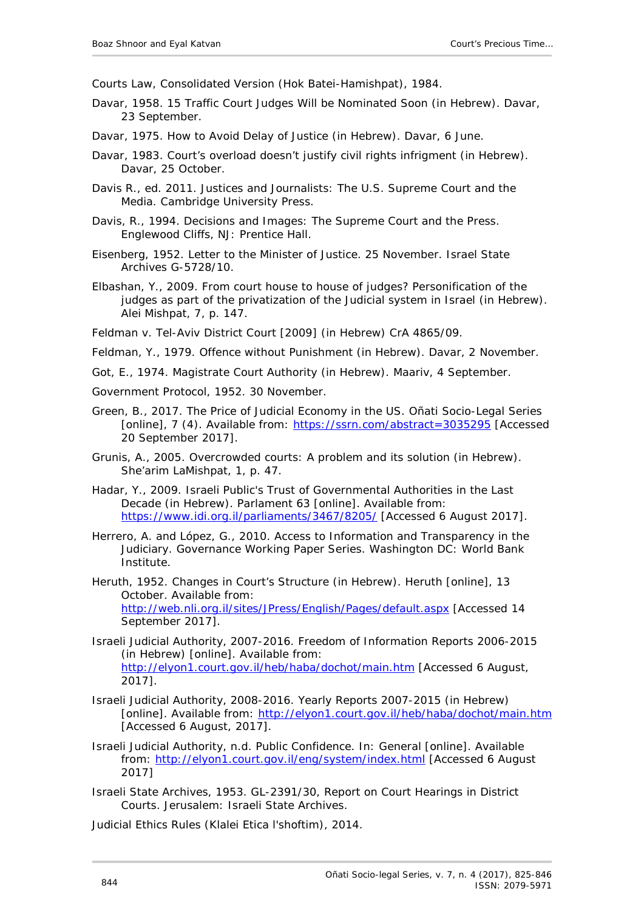Courts Law, Consolidated Version (Hok Batei-Hamishpat), 1984.

Davar, 1958. 15 Traffic Court Judges Will be Nominated Soon (in Hebrew). Davar, 23 September.

Davar, 1975. How to Avoid Delay of Justice (in Hebrew). Davar, 6 June.

Davar, 1983. Court's overload doesn't justify civil rights infrigment (in Hebrew). Davar, 25 October.

Davis R., ed. 2011. Justices and Journalists: The U.S. Supreme Court and the Media. Cambridge University Press.

Davis, R., 1994. Decisions and Images: The Supreme Court and the Press. Englewood Cliffs, NJ: Prentice Hall.

Eisenberg, 1952. Letter to the Minister of Justice. 25 November. Israel State Archives G-5728/10.

Elbashan, Y., 2009. From court house to house of judges? Personification of the judges as part of the privatization of the Judicial system in Israel (in Hebrew). *Alei Mishpat*, 7, p. 147.

Feldman v. Tel-Aviv District Court [2009] (in Hebrew) CrA 4865/09.

Feldman, Y., 1979. Offence without Punishment (in Hebrew). Davar, 2 November.

Got, E., 1974. Magistrate Court Authority (in Hebrew). Maariv, 4 September.

Government Protocol, 1952. 30 November.

Green, B., 2017. The Price of Judicial Economy in the US. *Oñati Socio-Legal Series* [online], 7 (4). Available from: https://ssrn.com/abstract=3035295 [Accessed 20 September 2017].

Grunis, A., 2005. Overcrowded courts: A problem and its solution (in Hebrew). *She'arim LaMishpat*, 1, p. 47.

Hadar, Y., 2009. Israeli Public's Trust of Governmental Authorities in the Last Decade (in Hebrew). *Parlament* 63 [online]. Available from: https://www.idi.org.il/parliaments/3467/8205/ [Accessed 6 August 2017].

Herrero, A. and López, G., 2010. Access to Information and Transparency in the Judiciary. *Governance Working Paper Series*. Washington DC: World Bank Institute.

Heruth, 1952. Changes in Court's Structure (in Hebrew). *Heruth* [online], 13 October. Available from: http://web.nli.org.il/sites/JPress/English/Pages/default.aspx [Accessed 14 September 2017].

Israeli Judicial Authority, 2007-2016. Freedom of Information Reports 2006-2015 (in Hebrew) [online]. Available from: http://elyon1.court.gov.il/heb/haba/dochot/main.htm [Accessed 6 August, 2017].

Israeli Judicial Authority, 2008-2016. Yearly Reports 2007-2015 (in Hebrew) [online]. Available from: http://elyon1.court.gov.il/heb/haba/dochot/main.htm [Accessed 6 August, 2017].

Israeli Judicial Authority, n.d. Public Confidence. In: *General* [online]. Available from: http://elyon1.court.gov.il/eng/system/index.html [Accessed 6 August 2017]

Israeli State Archives, 1953. GL-2391/30, Report on Court Hearings in District Courts. Jerusalem: Israeli State Archives.

Judicial Ethics Rules (Klalei Etica l'shoftim), 2014.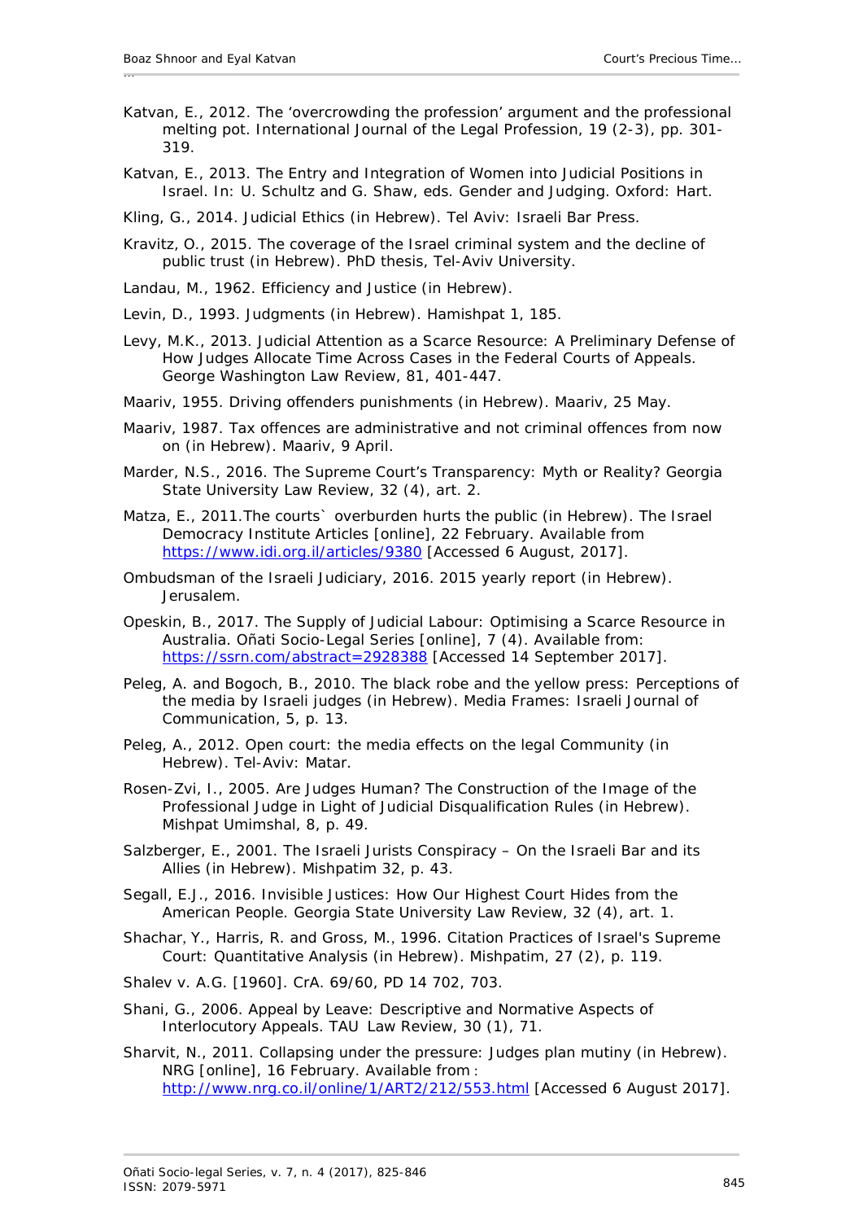Katvan, E., 2012. The 'overcrowding the profession' argument and the professional melting pot. International Journal of the Legal Profession, 19 (2-3), pp. 301-319.

Katvan, E., 2013. The Entry and Integration of Women into Judicial Positions in Israel. In: U. Schultz and G. Shaw, eds. Gender and Judging. Oxford: Hart.

Kling, G., 2014. Judicial Ethics (in Hebrew). Tel Aviv: Israeli Bar Press.

Kravitz, O., 2015. The coverage of the Israel criminal system and the decline of public trust (in Hebrew). PhD thesis, Tel-Aviv University.

Landau, M., 1962. Efficiency and Justice (in Hebrew).

Levin, D., 1993. Judgments (in Hebrew). Hamishpat 1, 185.

Levy, M.K., 2013. Judicial Attention as a Scarce Resource: A Preliminary Defense of How Judges Allocate Time Across Cases in the Federal Courts of Appeals. George Washington Law Review, 81, 401-447.

Maariv, 1955. Driving offenders punishments (in Hebrew). Maariv, 25 May.

Maariv, 1987. Tax offences are administrative and not criminal offences from now on (in Hebrew). Maariv, 9 April.

Marder, N.S., 2016. The Supreme Court's Transparency: Myth or Reality? Georgia State University Law Review, 32 (4), art. 2.

Matza, E., 2011.The courts` overburden hurts the public (in Hebrew). The Israel Democracy Institute Articles [online], 22 February. Available from https://www.idi.org.il/articles/9380 [Accessed 6 August, 2017].

Ombudsman of the Israeli Judiciary, 2016. 2015 yearly report (in Hebrew). Jerusalem.

Opeskin, B., 2017. The Supply of Judicial Labour: Optimising a Scarce Resource in Australia. Oñati Socio-Legal Series [online], 7 (4). Available from: https://ssrn.com/abstract=2928388 [Accessed 14 September 2017].

Peleg, A. and Bogoch, B., 2010. The black robe and the yellow press: Perceptions of the media by Israeli judges (in Hebrew). Media Frames: Israeli Journal of Communication, 5, p. 13.

Peleg, A., 2012. Open court: the media effects on the legal Community (in Hebrew). Tel-Aviv: Matar.

Rosen-Zvi, I., 2005. Are Judges Human? The Construction of the Image of the Professional Judge in Light of Judicial Disqualification Rules (in Hebrew). Mishpat Umimshal, 8, p. 49.

Salzberger, E., 2001. The Israeli Jurists Conspiracy – On the Israeli Bar and its Allies (in Hebrew). Mishpatim 32, p. 43.

Segall, E.J., 2016. Invisible Justices: How Our Highest Court Hides from the American People. Georgia State University Law Review, 32 (4), art. 1.

Shachar, Y., Harris, R. and Gross, M., 1996. Citation Practices of Israel's Supreme Court: Quantitative Analysis (in Hebrew). Mishpatim, 27 (2), p. 119.

Shalev v. A.G. [1960]. CrA. 69/60, PD 14 702, 703.

Shani, G., 2006. Appeal by Leave: Descriptive and Normative Aspects of Interlocutory Appeals. TAU Law Review, 30 (1), 71.

Sharvit, N., 2011. Collapsing under the pressure: Judges plan mutiny (in Hebrew). NRG [online], 16 February. Available from: http://www.nrg.co.il/online/1/ART2/212/553.html [Accessed 6 August 2017].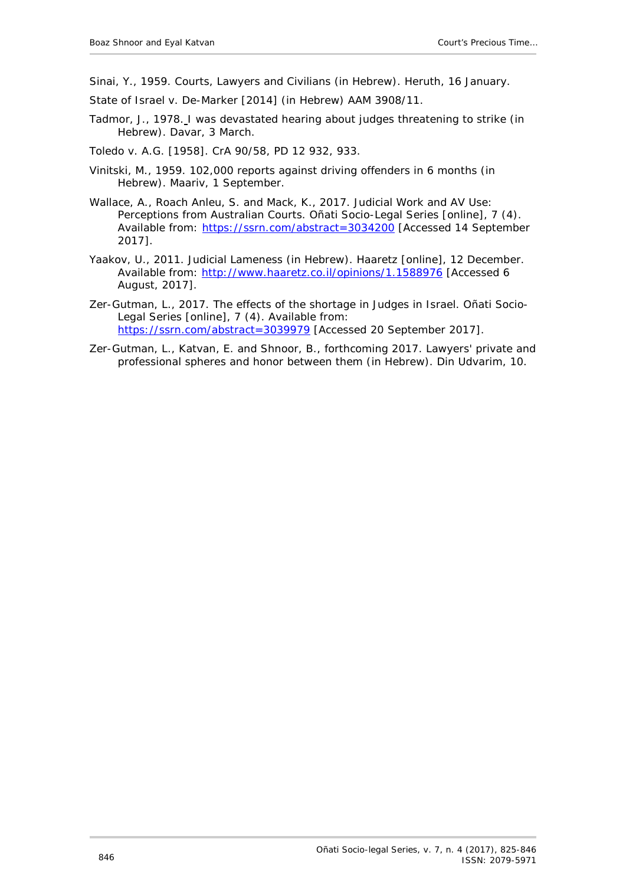Sinai, Y., 1959. Courts, Lawyers and Civilians (in Hebrew). *Heruth*, 16 January.

*State of Israel v. De-Marker* [2014] (in Hebrew) AAM 3908/11.

Tadmor, J., 1978. I was devastated hearing about judges threatening to strike (in Hebrew). *Davar*, 3 March.

*Toledo v. A.G.* [1958]. CrA 90/58, PD 12 932, 933.

Vinitski, M., 1959. 102,000 reports against driving offenders in 6 months (in Hebrew). *Maariv*, 1 September.

Wallace, A., Roach Anleu, S. and Mack, K., 2017. Judicial Work and AV Use: Perceptions from Australian Courts. *Oñati Socio-Legal Series* [online], 7 (4). Available from: https://ssrn.com/abstract=3034200 [Accessed 14 September 2017].

Yaakov, U., 2011. Judicial Lameness (in Hebrew). *Haaretz* [online], 12 December. Available from: http://www.haaretz.co.il/opinions/1.1588976 [Accessed 6 August, 2017].

Zer-Gutman, L., 2017. The effects of the shortage in Judges in Israel. *Oñati Socio-Legal Series* [online], 7 (4). Available from: https://ssrn.com/abstract=3039979 [Accessed 20 September 2017].

Zer-Gutman, L., Katvan, E. and Shnoor, B., forthcoming 2017. Lawyers' private and professional spheres and honor between them (in Hebrew). *Din Udvarim*, 10.